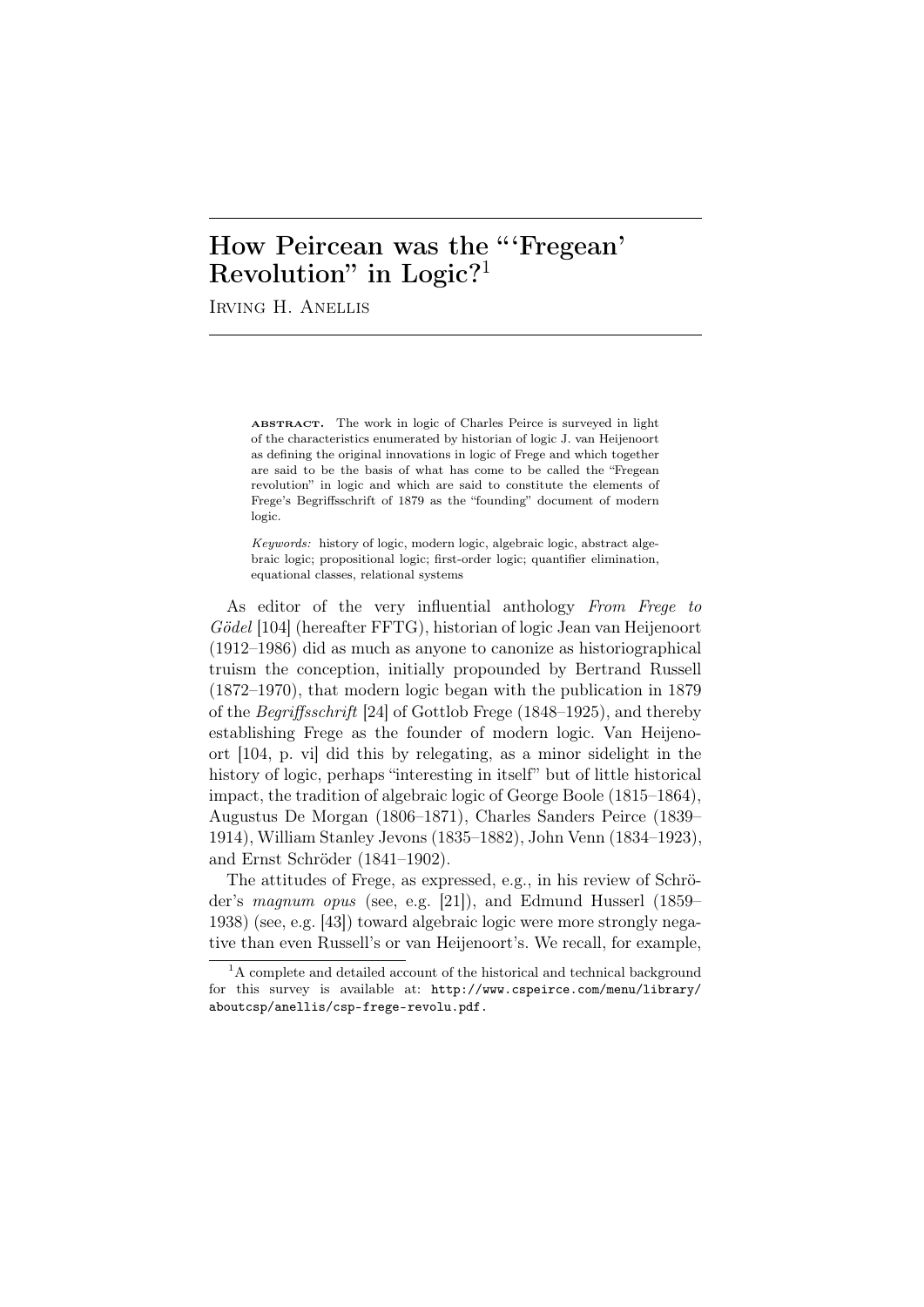# How Peircean was the "'Fregean' Revolution" in Logic?[1]

Irving H. Anellis

**abstract.** The work in logic of Charles Peirce is surveyed in light of the characteristics enumerated by historian of logic J. van Heijenoort as defining the original innovations in logic of Frege and which together are said to be the basis of what has come to be called the "Fregean revolution" in logic and which are said to constitute the elements of Frege's Begriffsschrift of 1879 as the "founding" document of modern logic.

*Keywords:* history of logic, modern logic, algebraic logic, abstract algebraic logic; propositional logic; first-order logic; quantifier elimination, equational classes, relational systems

As editor of the very influential anthology *From Frege to Gödel* [104] (hereafter FFTG), historian of logic Jean van Heijenoort (1912–1986) did as much as anyone to canonize as historiographical truism the conception, initially propounded by Bertrand Russell (1872–1970), that modern logic began with the publication in 1879 of the *Begriffsschrift* [24] of Gottlob Frege (1848–1925), and thereby establishing Frege as the founder of modern logic. Van Heijenoort [104, p. vi] did this by relegating, as a minor sidelight in the history of logic, perhaps "interesting in itself" but of little historical impact, the tradition of algebraic logic of George Boole (1815–1864), Augustus De Morgan (1806–1871), Charles Sanders Peirce (1839–1914), William Stanley Jevons (1835–1882), John Venn (1834–1923), and Ernst Schröder (1841–1902).

The attitudes of Frege, as expressed, e.g., in his review of Schröder's *magnum opus* (see, e.g. [21]), and Edmund Husserl (1859–1938) (see, e.g. [43]) toward algebraic logic were more strongly negative than even Russell's or van Heijenoort's. We recall, for example,

[1] A complete and detailed account of the historical and technical background for this survey is available at: http://www.cspeirce.com/menu/library/aboutcsp/anellis/csp-frege-revolu.pdf.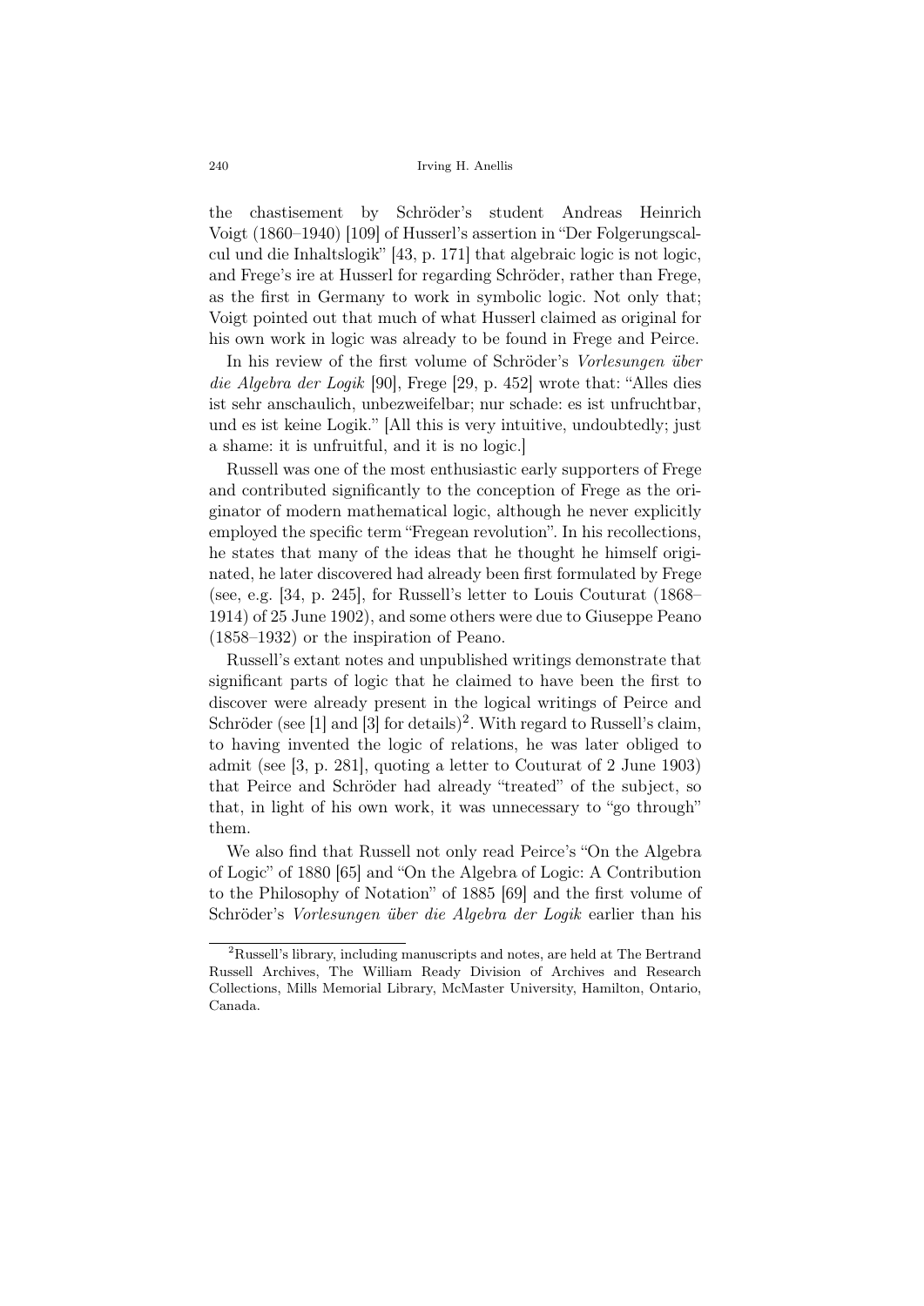the chastisement by Schröder's student Andreas Heinrich Voigt (1860–1940) [109] of Husserl's assertion in "Der Folgerungscalcul und die Inhaltslogik" [43, p. 171] that algebraic logic is not logic, and Frege's ire at Husserl for regarding Schröder, rather than Frege, as the first in Germany to work in symbolic logic. Not only that; Voigt pointed out that much of what Husserl claimed as original for his own work in logic was already to be found in Frege and Peirce.

In his review of the first volume of Schröder's *Vorlesungen über die Algebra der Logik* [90], Frege [29, p. 452] wrote that: "Alles dies ist sehr anschaulich, unbezweifelbar; nur schade: es ist unfruchtbar, und es ist keine Logik." [All this is very intuitive, undoubtedly; just a shame: it is unfruitful, and it is no logic.]

Russell was one of the most enthusiastic early supporters of Frege and contributed significantly to the conception of Frege as the originator of modern mathematical logic, although he never explicitly employed the specific term "Fregean revolution". In his recollections, he states that many of the ideas that he thought he himself originated, he later discovered had already been first formulated by Frege (see, e.g. [34, p. 245], for Russell's letter to Louis Couturat (1868–1914) of 25 June 1902), and some others were due to Giuseppe Peano (1858–1932) or the inspiration of Peano.

Russell's extant notes and unpublished writings demonstrate that significant parts of logic that he claimed to have been the first to discover were already present in the logical writings of Peirce and Schröder (see [1] and [3] for details)[2]. With regard to Russell's claim, to having invented the logic of relations, he was later obliged to admit (see [3, p. 281], quoting a letter to Couturat of 2 June 1903) that Peirce and Schröder had already "treated" of the subject, so that, in light of his own work, it was unnecessary to "go through" them.

We also find that Russell not only read Peirce's "On the Algebra of Logic" of 1880 [65] and "On the Algebra of Logic: A Contribution to the Philosophy of Notation" of 1885 [69] and the first volume of Schröder's *Vorlesungen über die Algebra der Logik* earlier than his

[2] Russell's library, including manuscripts and notes, are held at The Bertrand Russell Archives, The William Ready Division of Archives and Research Collections, Mills Memorial Library, McMaster University, Hamilton, Ontario, Canada.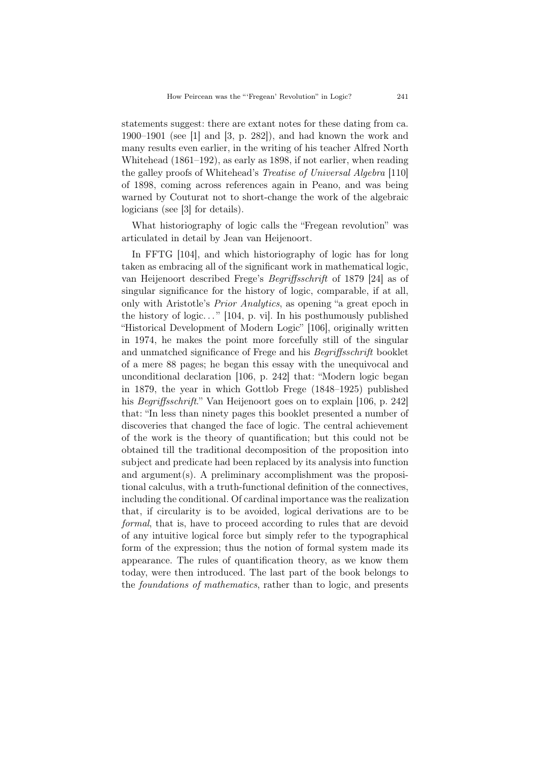statements suggest: there are extant notes for these dating from ca. 1900–1901 (see [1] and [3, p. 282]), and had known the work and many results even earlier, in the writing of his teacher Alfred North Whitehead (1861–192), as early as 1898, if not earlier, when reading the galley proofs of Whitehead's *Treatise of Universal Algebra* [110] of 1898, coming across references again in Peano, and was being warned by Couturat not to short-change the work of the algebraic logicians (see [3] for details).

What historiography of logic calls the "Fregean revolution" was articulated in detail by Jean van Heijenoort.

In FFTG [104], and which historiography of logic has for long taken as embracing all of the significant work in mathematical logic, van Heijenoort described Frege's *Begriffsschrift* of 1879 [24] as of singular significance for the history of logic, comparable, if at all, only with Aristotle's *Prior Analytics*, as opening "a great epoch in the history of logic..." [104, p. vi]. In his posthumously published "Historical Development of Modern Logic" [106], originally written in 1974, he makes the point more forcefully still of the singular and unmatched significance of Frege and his *Begriffsschrift* booklet of a mere 88 pages; he began this essay with the unequivocal and unconditional declaration [106, p. 242] that: "Modern logic began in 1879, the year in which Gottlob Frege (1848–1925) published his *Begriffsschrift*." Van Heijenoort goes on to explain [106, p. 242] that: "In less than ninety pages this booklet presented a number of discoveries that changed the face of logic. The central achievement of the work is the theory of quantification; but this could not be obtained till the traditional decomposition of the proposition into subject and predicate had been replaced by its analysis into function and argument(s). A preliminary accomplishment was the propositional calculus, with a truth-functional definition of the connectives, including the conditional. Of cardinal importance was the realization that, if circularity is to be avoided, logical derivations are to be *formal*, that is, have to proceed according to rules that are devoid of any intuitive logical force but simply refer to the typographical form of the expression; thus the notion of formal system made its appearance. The rules of quantification theory, as we know them today, were then introduced. The last part of the book belongs to the *foundations of mathematics*, rather than to logic, and presents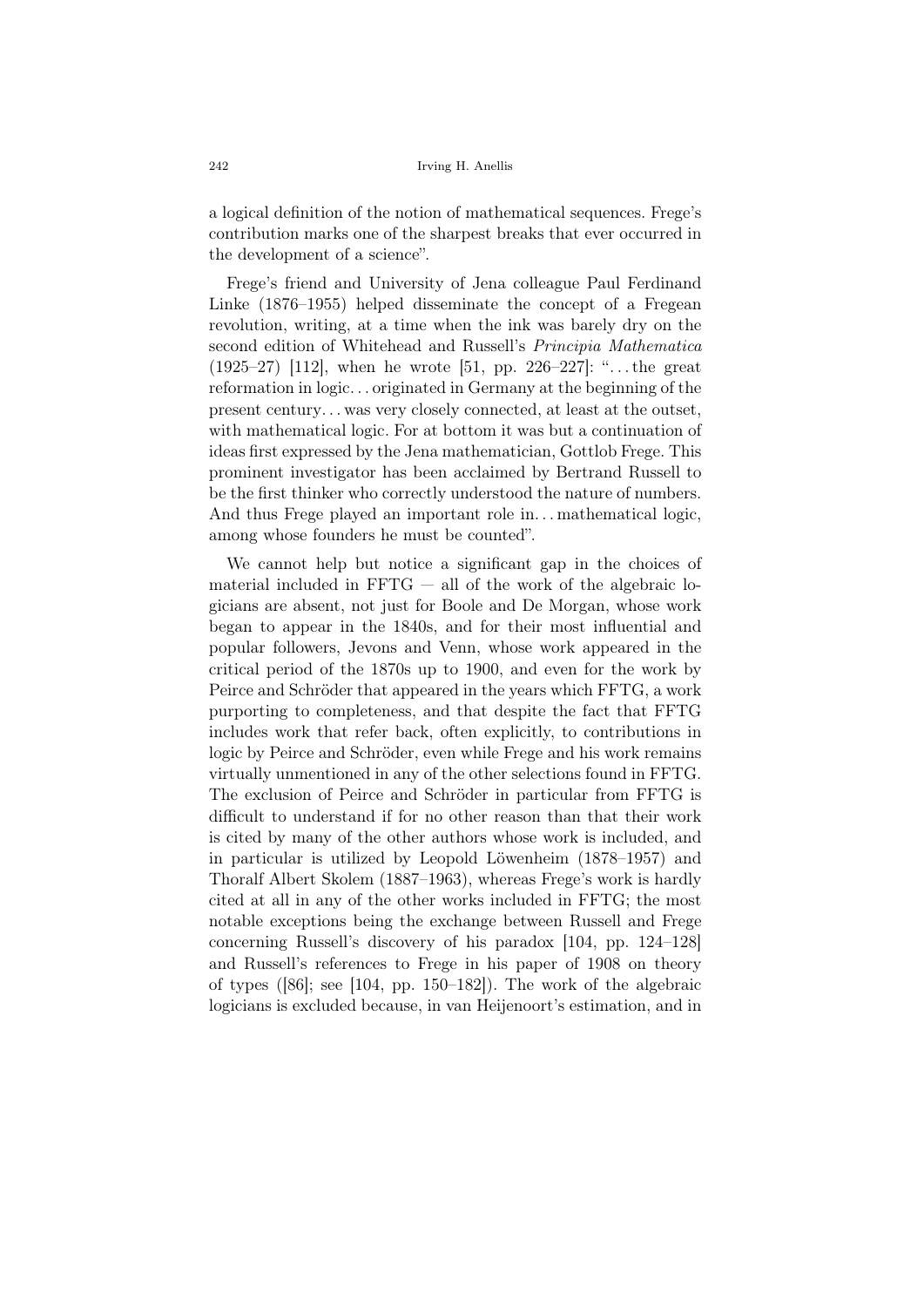a logical definition of the notion of mathematical sequences. Frege's contribution marks one of the sharpest breaks that ever occurred in the development of a science".

Frege's friend and University of Jena colleague Paul Ferdinand Linke (1876–1955) helped disseminate the concept of a Fregean revolution, writing, at a time when the ink was barely dry on the second edition of Whitehead and Russell's *Principia Mathematica* (1925–27) [112], when he wrote [51, pp. 226–227]: "...the great reformation in logic... originated in Germany at the beginning of the present century... was very closely connected, at least at the outset, with mathematical logic. For at bottom it was but a continuation of ideas first expressed by the Jena mathematician, Gottlob Frege. This prominent investigator has been acclaimed by Bertrand Russell to be the first thinker who correctly understood the nature of numbers. And thus Frege played an important role in... mathematical logic, among whose founders he must be counted".

We cannot help but notice a significant gap in the choices of material included in FFTG — all of the work of the algebraic logicians are absent, not just for Boole and De Morgan, whose work began to appear in the 1840s, and for their most influential and popular followers, Jevons and Venn, whose work appeared in the critical period of the 1870s up to 1900, and even for the work by Peirce and Schröder that appeared in the years which FFTG, a work purporting to completeness, and that despite the fact that FFTG includes work that refer back, often explicitly, to contributions in logic by Peirce and Schröder, even while Frege and his work remains virtually unmentioned in any of the other selections found in FFTG. The exclusion of Peirce and Schröder in particular from FFTG is difficult to understand if for no other reason than that their work is cited by many of the other authors whose work is included, and in particular is utilized by Leopold Löwenheim (1878–1957) and Thoralf Albert Skolem (1887–1963), whereas Frege's work is hardly cited at all in any of the other works included in FFTG; the most notable exceptions being the exchange between Russell and Frege concerning Russell's discovery of his paradox [104, pp. 124–128] and Russell's references to Frege in his paper of 1908 on theory of types ([86]; see [104, pp. 150–182]). The work of the algebraic logicians is excluded because, in van Heijenoort's estimation, and in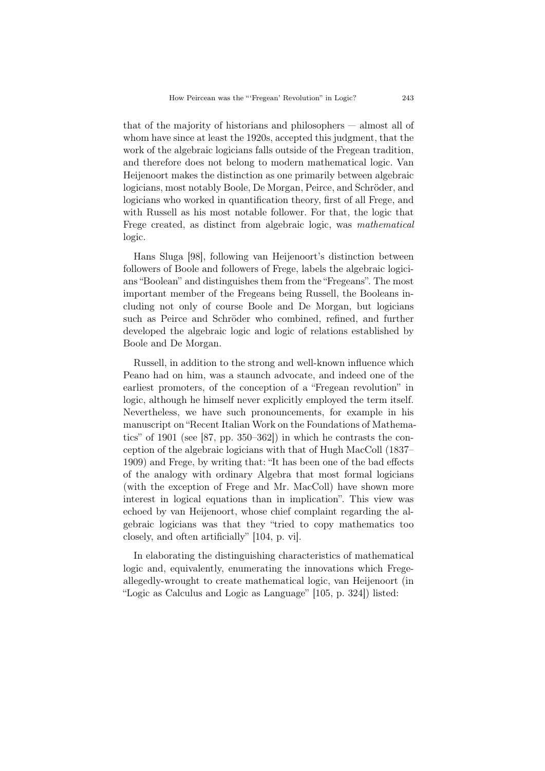that of the majority of historians and philosophers — almost all of whom have since at least the 1920s, accepted this judgment, that the work of the algebraic logicians falls outside of the Fregean tradition, and therefore does not belong to modern mathematical logic. Van Heijenoort makes the distinction as one primarily between algebraic logicians, most notably Boole, De Morgan, Peirce, and Schröder, and logicians who worked in quantification theory, first of all Frege, and with Russell as his most notable follower. For that, the logic that Frege created, as distinct from algebraic logic, was *mathematical* logic.

Hans Sluga [98], following van Heijenoort's distinction between followers of Boole and followers of Frege, labels the algebraic logicians "Boolean" and distinguishes them from the "Fregeans". The most important member of the Fregeans being Russell, the Booleans including not only of course Boole and De Morgan, but logicians such as Peirce and Schröder who combined, refined, and further developed the algebraic logic and logic of relations established by Boole and De Morgan.

Russell, in addition to the strong and well-known influence which Peano had on him, was a staunch advocate, and indeed one of the earliest promoters, of the conception of a "Fregean revolution" in logic, although he himself never explicitly employed the term itself. Nevertheless, we have such pronouncements, for example in his manuscript on "Recent Italian Work on the Foundations of Mathematics" of 1901 (see [87, pp. 350–362]) in which he contrasts the conception of the algebraic logicians with that of Hugh MacColl (1837–1909) and Frege, by writing that: "It has been one of the bad effects of the analogy with ordinary Algebra that most formal logicians (with the exception of Frege and Mr. MacColl) have shown more interest in logical equations than in implication". This view was echoed by van Heijenoort, whose chief complaint regarding the algebraic logicians was that they "tried to copy mathematics too closely, and often artificially" [104, p. vi].

In elaborating the distinguishing characteristics of mathematical logic and, equivalently, enumerating the innovations which Frege-allegedly-wrought to create mathematical logic, van Heijenoort (in "Logic as Calculus and Logic as Language" [105, p. 324]) listed: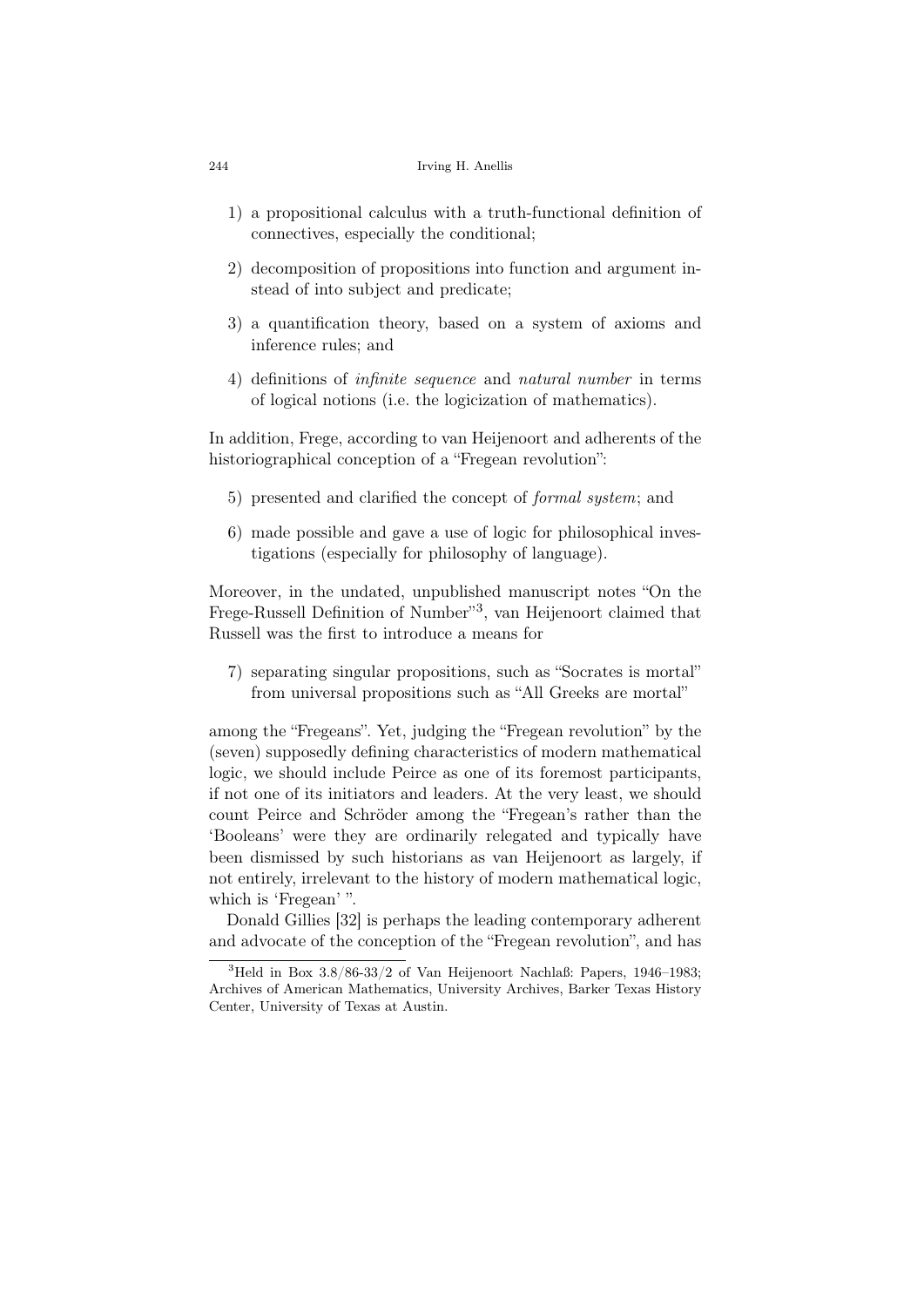1) a propositional calculus with a truth-functional definition of connectives, especially the conditional;

2) decomposition of propositions into function and argument instead of into subject and predicate;

3) a quantification theory, based on a system of axioms and inference rules; and

4) definitions of *infinite sequence* and *natural number* in terms of logical notions (i.e. the logicization of mathematics).

In addition, Frege, according to van Heijenoort and adherents of the historiographical conception of a "Fregean revolution":

5) presented and clarified the concept of *formal system*; and

6) made possible and gave a use of logic for philosophical investigations (especially for philosophy of language).

Moreover, in the undated, unpublished manuscript notes "On the Frege-Russell Definition of Number"[3], van Heijenoort claimed that Russell was the first to introduce a means for

7) separating singular propositions, such as "Socrates is mortal" from universal propositions such as "All Greeks are mortal"

among the "Fregeans". Yet, judging the "Fregean revolution" by the (seven) supposedly defining characteristics of modern mathematical logic, we should include Peirce as one of its foremost participants, if not one of its initiators and leaders. At the very least, we should count Peirce and Schröder among the "Fregean's rather than the 'Booleans' were they are ordinarily relegated and typically have been dismissed by such historians as van Heijenoort as largely, if not entirely, irrelevant to the history of modern mathematical logic, which is 'Fregean' ".

Donald Gillies [32] is perhaps the leading contemporary adherent and advocate of the conception of the "Fregean revolution", and has

---

[3] Held in Box 3.8/86-33/2 of Van Heijenoort Nachlaß: Papers, 1946–1983; Archives of American Mathematics, University Archives, Barker Texas History Center, University of Texas at Austin.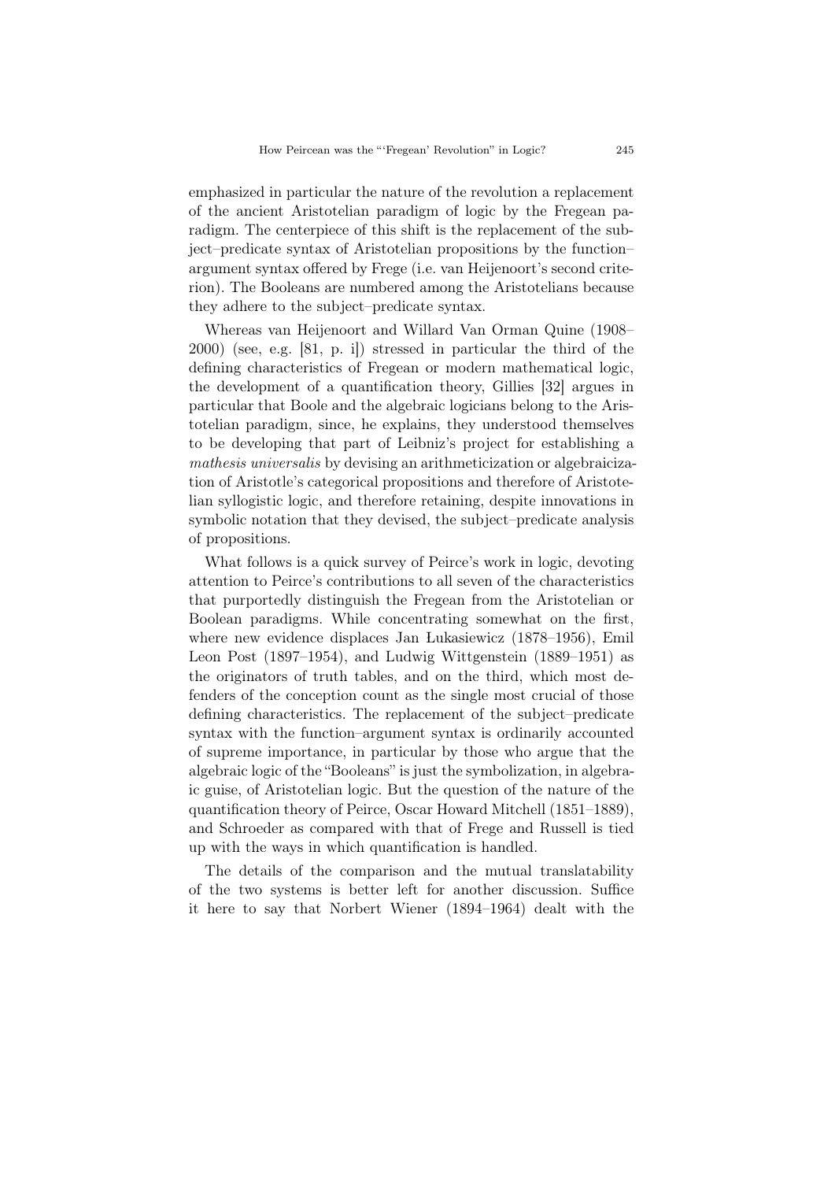emphasized in particular the nature of the revolution a replacement of the ancient Aristotelian paradigm of logic by the Fregean paradigm. The centerpiece of this shift is the replacement of the subject–predicate syntax of Aristotelian propositions by the function–argument syntax offered by Frege (i.e. van Heijenoort's second criterion). The Booleans are numbered among the Aristotelians because they adhere to the subject–predicate syntax.

Whereas van Heijenoort and Willard Van Orman Quine (1908–2000) (see, e.g. [81, p. i]) stressed in particular the third of the defining characteristics of Fregean or modern mathematical logic, the development of a quantification theory, Gillies [32] argues in particular that Boole and the algebraic logicians belong to the Aristotelian paradigm, since, he explains, they understood themselves to be developing that part of Leibniz's project for establishing a *mathesis universalis* by devising an arithmeticization or algebraicization of Aristotle's categorical propositions and therefore of Aristotelian syllogistic logic, and therefore retaining, despite innovations in symbolic notation that they devised, the subject–predicate analysis of propositions.

What follows is a quick survey of Peirce's work in logic, devoting attention to Peirce's contributions to all seven of the characteristics that purportedly distinguish the Fregean from the Aristotelian or Boolean paradigms. While concentrating somewhat on the first, where new evidence displaces Jan Łukasiewicz (1878–1956), Emil Leon Post (1897–1954), and Ludwig Wittgenstein (1889–1951) as the originators of truth tables, and on the third, which most defenders of the conception count as the single most crucial of those defining characteristics. The replacement of the subject–predicate syntax with the function–argument syntax is ordinarily accounted of supreme importance, in particular by those who argue that the algebraic logic of the "Booleans" is just the symbolization, in algebraic guise, of Aristotelian logic. But the question of the nature of the quantification theory of Peirce, Oscar Howard Mitchell (1851–1889), and Schroeder as compared with that of Frege and Russell is tied up with the ways in which quantification is handled.

The details of the comparison and the mutual translatability of the two systems is better left for another discussion. Suffice it here to say that Norbert Wiener (1894–1964) dealt with the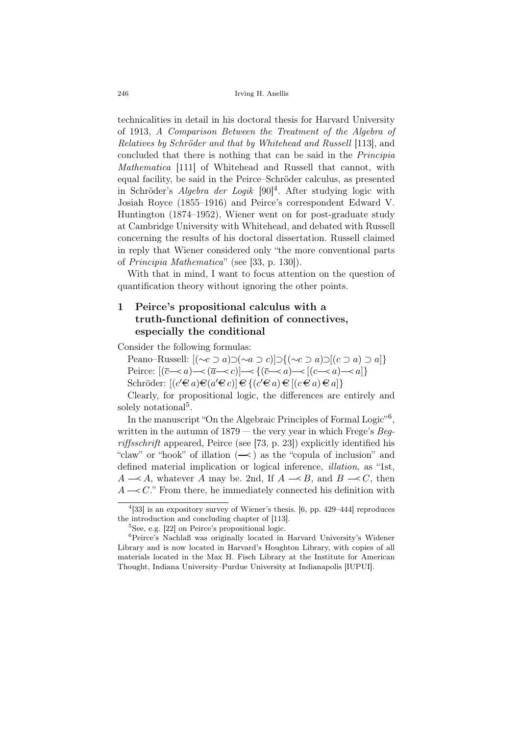technicalities in detail in his doctoral thesis for Harvard University of 1913, *A Comparison Between the Treatment of the Algebra of Relatives by Schröder and that by Whitehead and Russell* [113], and concluded that there is nothing that can be said in the *Principia Mathematica* [111] of Whitehead and Russell that cannot, with equal facility, be said in the Peirce–Schröder calculus, as presented in Schröder's *Algebra der Logik* [90][4]. After studying logic with Josiah Royce (1855–1916) and Peirce's correspondent Edward V. Huntington (1874–1952), Wiener went on for post-graduate study at Cambridge University with Whitehead, and debated with Russell concerning the results of his doctoral dissertation. Russell claimed in reply that Wiener considered only "the more conventional parts of *Principia Mathematica*" (see [33, p. 130]).

With that in mind, I want to focus attention on the question of quantification theory without ignoring the other points.

## 1 Peirce's propositional calculus with a truth-functional definition of connectives, especially the conditional

Consider the following formulas:

Peano–Russell: $[(\sim c \supset a) \supset (\sim a \supset c)] \supset \{(\sim c \supset a) \supset [(c \supset a) \supset a]\}$

Peirce: $[(\overline{c} \multimap a) \multimap (\overline{a} \multimap c)] \multimap \{(\overline{c} \multimap a) \multimap [(c \multimap a) \multimap a]\}$

Schröder: $[(c' \in a) \in (a' \in c)] \in \{(c' \in a) \in [(c \in a) \in a]\}$

Clearly, for propositional logic, the differences are entirely and solely notational[5].

In the manuscript "On the Algebraic Principles of Formal Logic"[6], written in the autumn of 1879 — the very year in which Frege's *Begriffsschrift* appeared, Peirce (see [73, p. 23]) explicitly identified his "claw" or "hook" of illation ($\multimap$) as the "copula of inclusion" and defined material implication or logical inference, *illation*, as "1st, $A \multimap A$, whatever $A$ may be. 2nd, If $A \multimap B$, and $B \multimap C$, then $A \multimap C$." From there, he immediately connected his definition with

---

[4] [33] is an expository survey of Wiener's thesis. [6, pp. 429–444] reproduces the introduction and concluding chapter of [113].

[5] See, e.g. [22] on Peirce's propositional logic.

[6] Peirce's Nachlaß was originally located in Harvard University's Widener Library and is now located in Harvard's Houghton Library, with copies of all materials located in the Max H. Fisch Library at the Institute for American Thought, Indiana University–Purdue University at Indianapolis [IUPUI].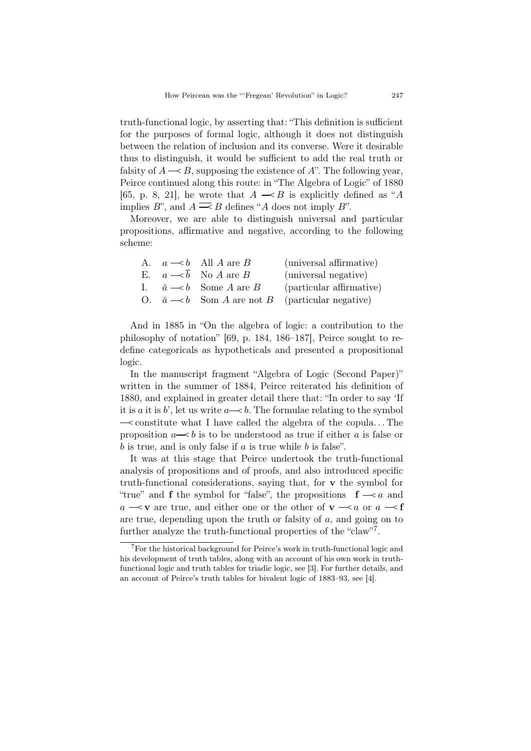truth-functional logic, by asserting that: "This definition is sufficient for the purposes of formal logic, although it does not distinguish between the relation of inclusion and its converse. Were it desirable thus to distinguish, it would be sufficient to add the real truth or falsity of $A \prec B$, supposing the existence of $A$". The following year, Peirce continued along this route: in "The Algebra of Logic" of 1880 [65, p. 8, 21], he wrote that $A \prec B$ is explicitly defined as "$A$ implies $B$", and $A \overline{\prec} B$ defines "$A$ does not imply $B$".

Moreover, we are able to distinguish universal and particular propositions, affirmative and negative, according to the following scheme:

| | | | |
|---|---|---|---|
| A. | $a \prec b$ | All $A$ are $B$ | (universal affirmative) |
| E. | $a \prec \overline{b}$ | No $A$ are $B$ | (universal negative) |
| I. | $\breve{a} \prec b$ | Some $A$ are $B$ | (particular affirmative) |
| O. | $\breve{a} \prec b$ | Som $A$ are not $B$ | (particular negative) |

And in 1885 in "On the algebra of logic: a contribution to the philosophy of notation" [69, p. 184, 186–187], Peirce sought to redefine categoricals as hypotheticals and presented a propositional logic.

In the manuscript fragment "Algebra of Logic (Second Paper)" written in the summer of 1884, Peirce reiterated his definition of 1880, and explained in greater detail there that: "In order to say 'If it is $a$ it is $b$', let us write $a \prec b$. The formulae relating to the symbol $\prec$ constitute what I have called the algebra of the copula… The proposition $a \prec b$ is to be understood as true if either $a$ is false or $b$ is true, and is only false if $a$ is true while $b$ is false".

It was at this stage that Peirce undertook the truth-functional analysis of propositions and of proofs, and also introduced specific truth-functional considerations, saying that, for **v** the symbol for "true" and **f** the symbol for "false", the propositions $\mathbf{f} \prec a$ and $a \prec \mathbf{v}$ are true, and either one or the other of $\mathbf{v} \prec a$ or $a \prec \mathbf{f}$ are true, depending upon the truth or falsity of $a$, and going on to further analyze the truth-functional properties of the "claw"[7].

[7]For the historical background for Peirce's work in truth-functional logic and his development of truth tables, along with an account of his own work in truth-functional logic and truth tables for triadic logic, see [3]. For further details, and an account of Peirce's truth tables for bivalent logic of 1883–93, see [4].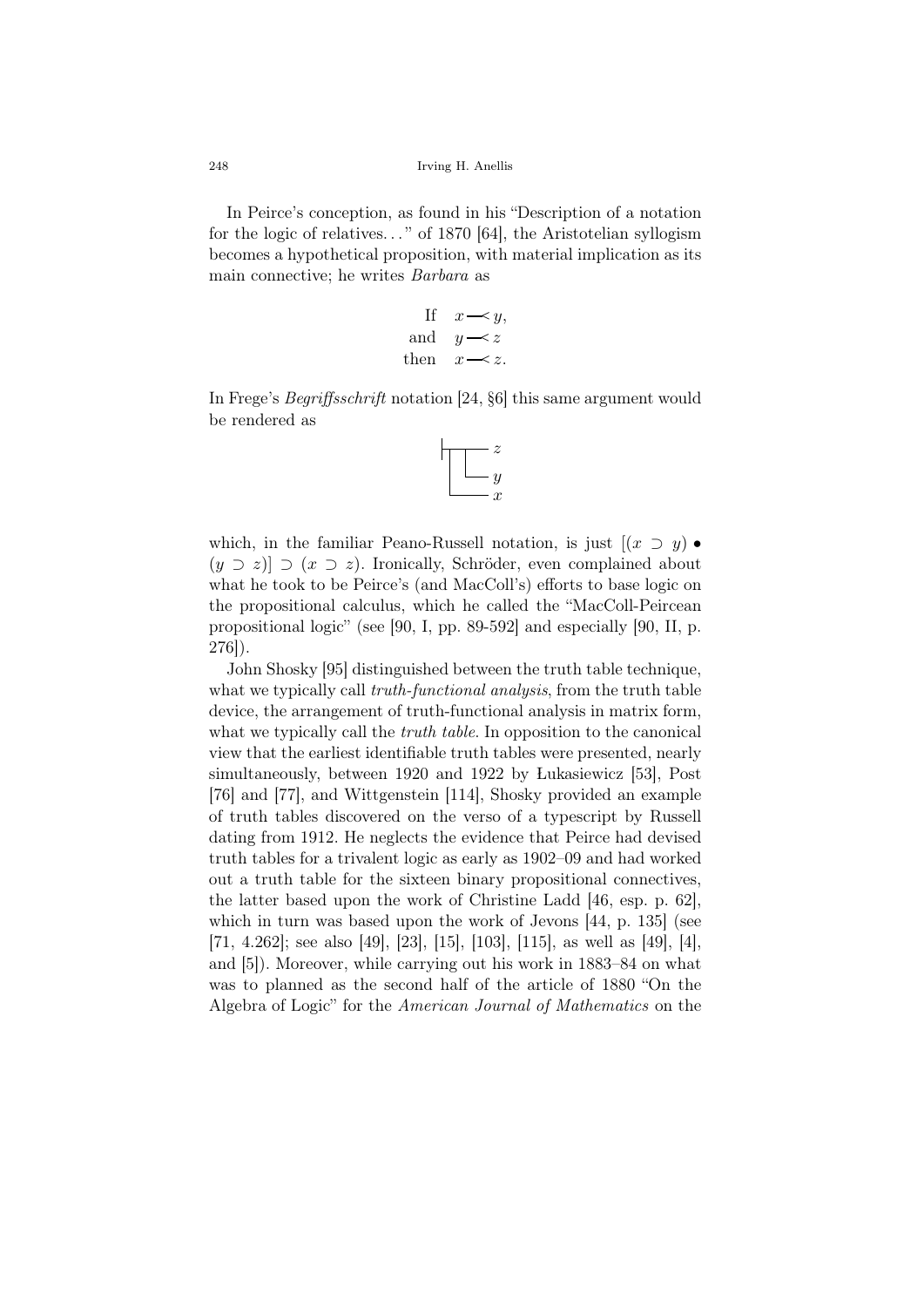In Peirce's conception, as found in his "Description of a notation for the logic of relatives..." of 1870 [64], the Aristotelian syllogism becomes a hypothetical proposition, with material implication as its main connective; he writes *Barbara* as

$$\begin{array}{rl} \text{If} & x \prec y, \\ \text{and} & y \prec z \\ \text{then} & x \prec z. \end{array}$$

In Frege's *Begriffsschrift* notation [24, §6] this same argument would be rendered as

```
|──┬──┬── z
   |  └── y
   └───── x
```

which, in the familiar Peano-Russell notation, is just $[(x \supset y) \bullet (y \supset z)] \supset (x \supset z)$. Ironically, Schröder, even complained about what he took to be Peirce's (and MacColl's) efforts to base logic on the propositional calculus, which he called the "MacColl-Peircean propositional logic" (see [90, I, pp. 89-592] and especially [90, II, p. 276]).

John Shosky [95] distinguished between the truth table technique, what we typically call *truth-functional analysis*, from the truth table device, the arrangement of truth-functional analysis in matrix form, what we typically call the *truth table*. In opposition to the canonical view that the earliest identifiable truth tables were presented, nearly simultaneously, between 1920 and 1922 by Łukasiewicz [53], Post [76] and [77], and Wittgenstein [114], Shosky provided an example of truth tables discovered on the verso of a typescript by Russell dating from 1912. He neglects the evidence that Peirce had devised truth tables for a trivalent logic as early as 1902–09 and had worked out a truth table for the sixteen binary propositional connectives, the latter based upon the work of Christine Ladd [46, esp. p. 62], which in turn was based upon the work of Jevons [44, p. 135] (see [71, 4.262]; see also [49], [23], [15], [103], [115], as well as [49], [4], and [5]). Moreover, while carrying out his work in 1883–84 on what was to planned as the second half of the article of 1880 "On the Algebra of Logic" for the *American Journal of Mathematics* on the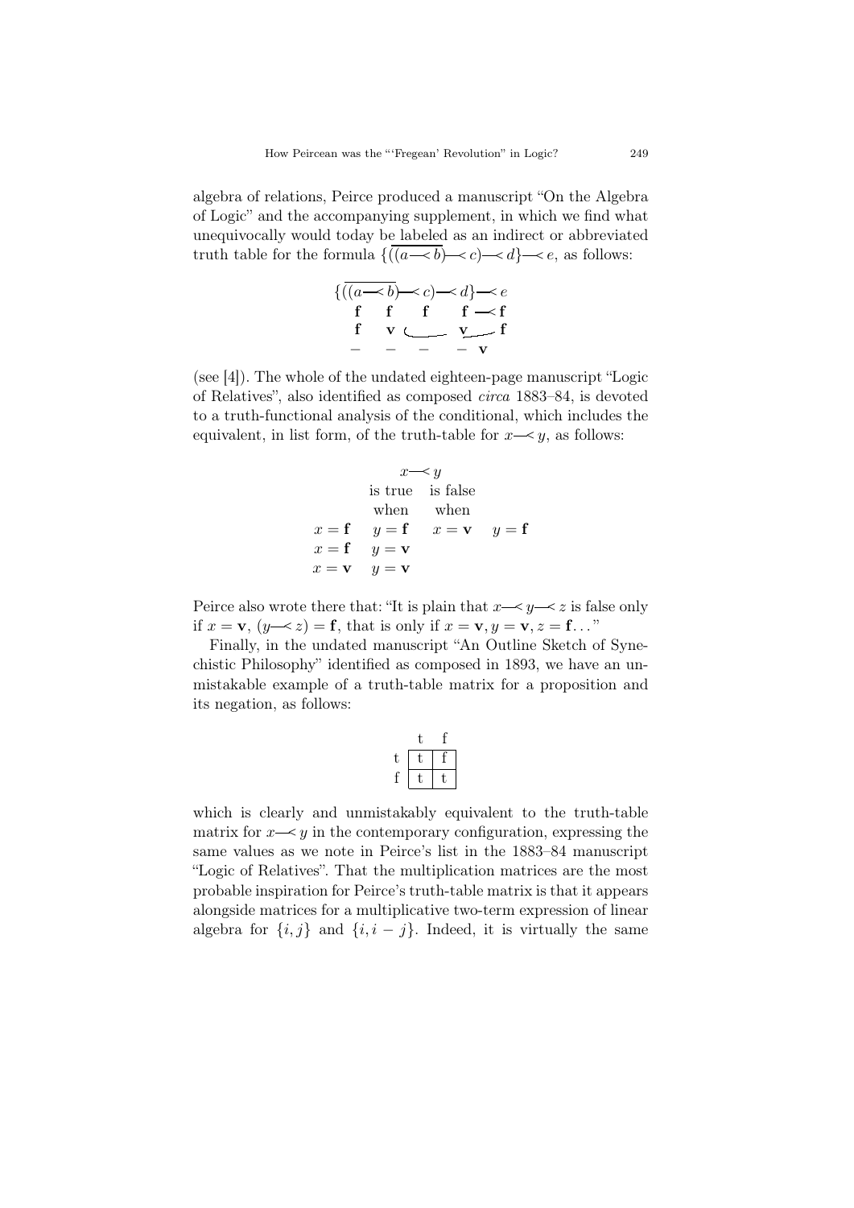algebra of relations, Peirce produced a manuscript "On the Algebra of Logic" and the accompanying supplement, in which we find what unequivocally would today be labeled as an indirect or abbreviated truth table for the formula $\{\overline{((a \multimap b)} \multimap c) \multimap d\} \multimap e$, as follows:

$$
\begin{array}{ccccc}
\{\overline{((a \multimap b)} \multimap c) \multimap d\} \multimap e \\
\mathbf{f} \quad \mathbf{f} \quad \mathbf{f} \quad \mathbf{f} \multimap \mathbf{f} \\
\mathbf{f} \quad \mathbf{v} \quad \smile \quad \mathbf{v} \quad \mathbf{f} \\
- \quad - \quad - \quad - \quad \mathbf{v}
\end{array}
$$

(see [4]). The whole of the undated eighteen-page manuscript "Logic of Relatives", also identified as composed *circa* 1883–84, is devoted to a truth-functional analysis of the conditional, which includes the equivalent, in list form, of the truth-table for $x \multimap y$, as follows:

$$
\begin{array}{llll}
 & x \multimap y & & \\
 & \text{is true} & \text{is false} & \\
 & \text{when} & \text{when} & \\
x = \mathbf{f} & y = \mathbf{f} & x = \mathbf{v} & y = \mathbf{f} \\
x = \mathbf{f} & y = \mathbf{v} & & \\
x = \mathbf{v} & y = \mathbf{v} & &
\end{array}
$$

Peirce also wrote there that: "It is plain that $x \multimap y \multimap z$ is false only if $x = \mathbf{v}$, $(y \multimap z) = \mathbf{f}$, that is only if $x = \mathbf{v}, y = \mathbf{v}, z = \mathbf{f}\ldots$"

Finally, in the undated manuscript "An Outline Sketch of Synechistic Philosophy" identified as composed in 1893, we have an unmistakable example of a truth-table matrix for a proposition and its negation, as follows:

|   | t | f |
|---|---|---|
| t | t | f |
| f | t | t |

which is clearly and unmistakably equivalent to the truth-table matrix for $x \multimap y$ in the contemporary configuration, expressing the same values as we note in Peirce's list in the 1883–84 manuscript "Logic of Relatives". That the multiplication matrices are the most probable inspiration for Peirce's truth-table matrix is that it appears alongside matrices for a multiplicative two-term expression of linear algebra for $\{i, j\}$ and $\{i, i - j\}$. Indeed, it is virtually the same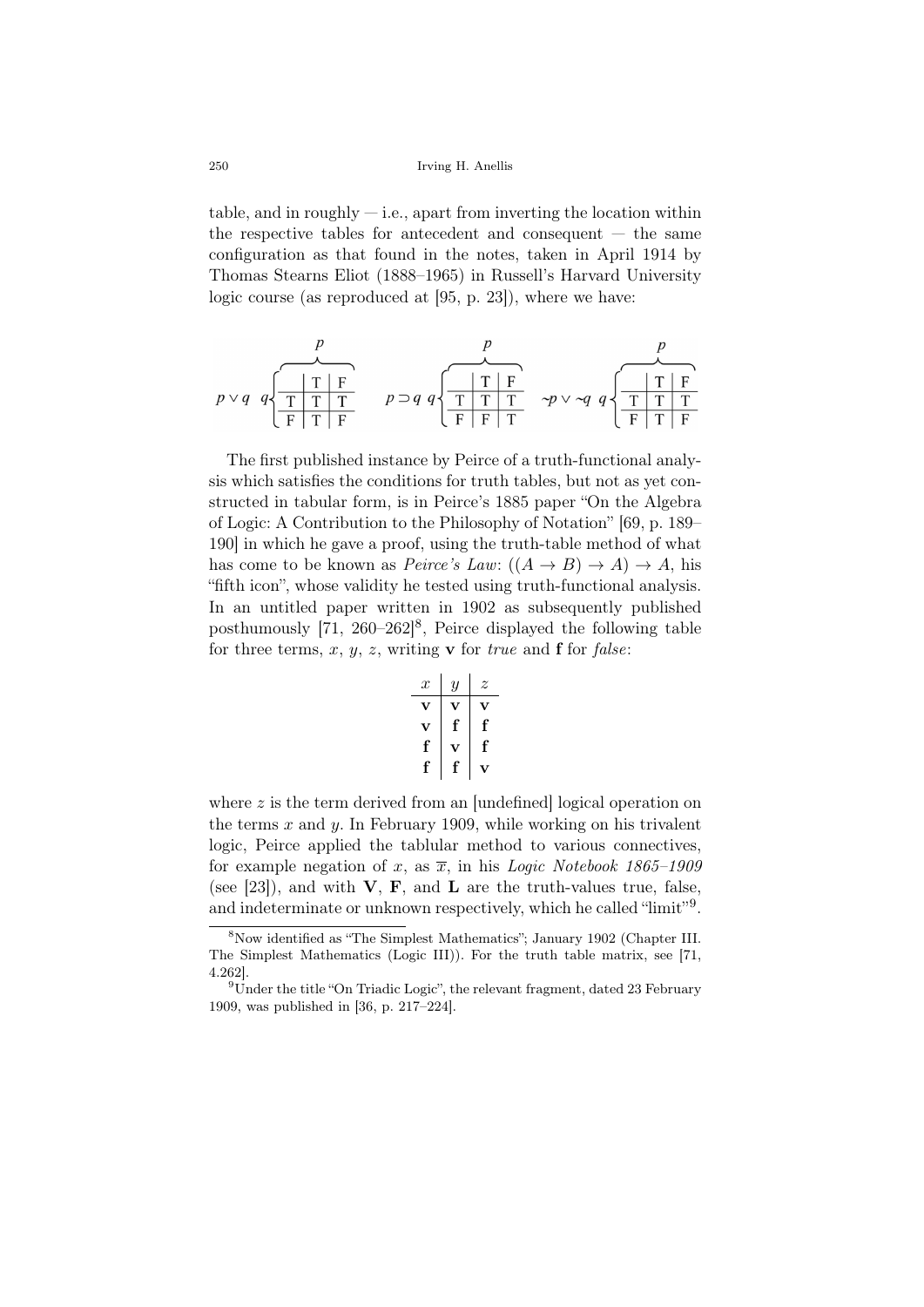table, and in roughly — i.e., apart from inverting the location within the respective tables for antecedent and consequent — the same configuration as that found in the notes, taken in April 1914 by Thomas Stearns Eliot (1888–1965) in Russell's Harvard University logic course (as reproduced at [95, p. 23]), where we have:

$p \vee q$

| $q$ \ $p$ | T | F |
|---|---|---|
| T | T | T |
| F | T | F |

$p \supset q$

| $q$ \ $p$ | T | F |
|---|---|---|
| T | T | T |
| F | F | T |

$\sim p \vee \sim q$

| $q$ \ $p$ | T | F |
|---|---|---|
| T | T | T |
| F | T | F |

The first published instance by Peirce of a truth-functional analysis which satisfies the conditions for truth tables, but not as yet constructed in tabular form, is in Peirce's 1885 paper "On the Algebra of Logic: A Contribution to the Philosophy of Notation" [69, p. 189–190] in which he gave a proof, using the truth-table method of what has come to be known as *Peirce's Law*: $((A \rightarrow B) \rightarrow A) \rightarrow A$, his "fifth icon", whose validity he tested using truth-functional analysis. In an untitled paper written in 1902 as subsequently published posthumously [71, 260–262][8], Peirce displayed the following table for three terms, $x$, $y$, $z$, writing **v** for *true* and **f** for *false*:

| $x$ | $y$ | $z$ |
|---|---|---|
| **v** | **v** | **v** |
| **v** | **f** | **f** |
| **f** | **v** | **f** |
| **f** | **f** | **v** |

where $z$ is the term derived from an [undefined] logical operation on the terms $x$ and $y$. In February 1909, while working on his trivalent logic, Peirce applied the tablular method to various connectives, for example negation of $x$, as $\overline{x}$, in his *Logic Notebook 1865–1909* (see [23]), and with **V**, **F**, and **L** are the truth-values true, false, and indeterminate or unknown respectively, which he called "limit"[9].

[8] Now identified as "The Simplest Mathematics"; January 1902 (Chapter III. The Simplest Mathematics (Logic III)). For the truth table matrix, see [71, 4.262].

[9] Under the title "On Triadic Logic", the relevant fragment, dated 23 February 1909, was published in [36, p. 217–224].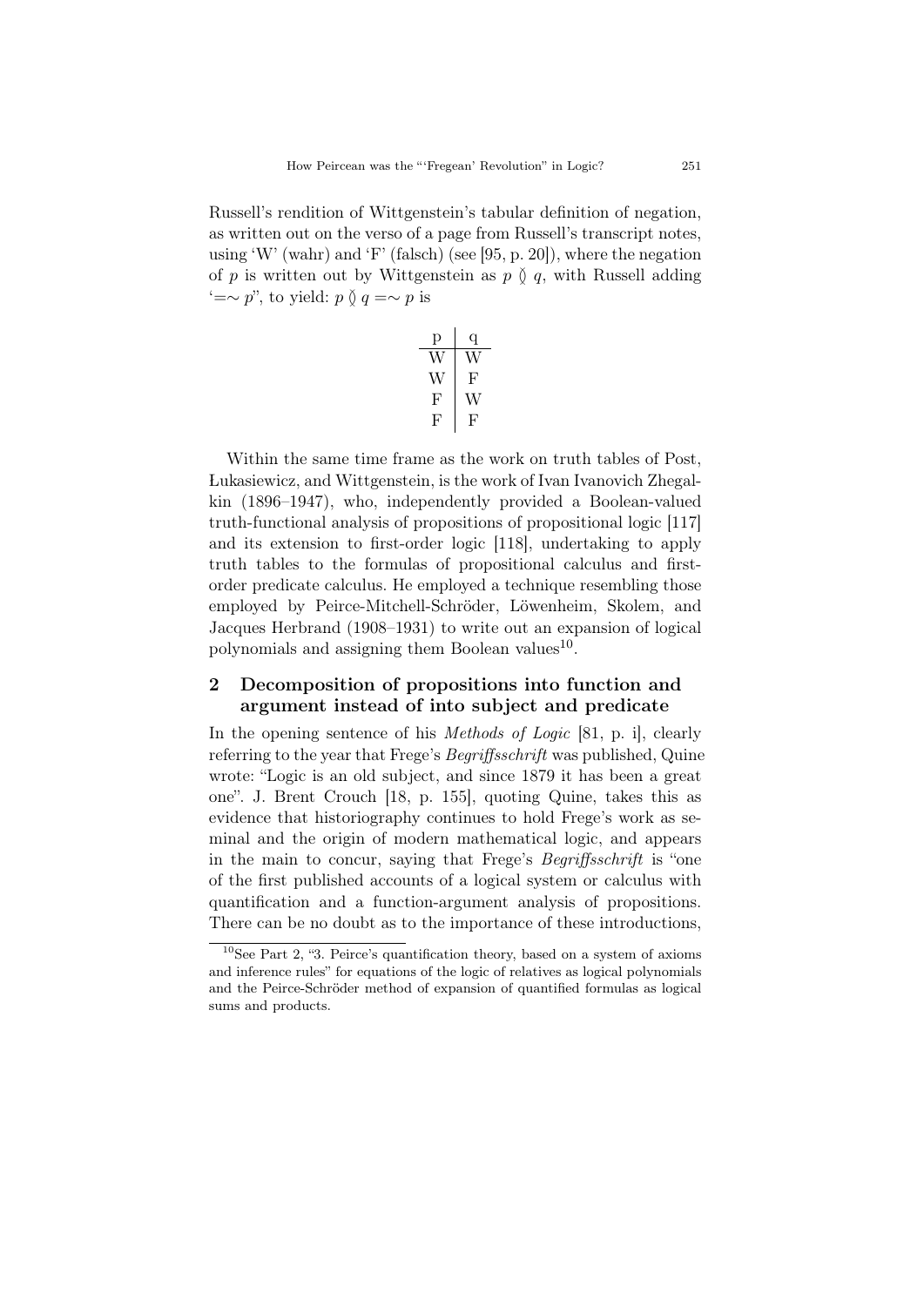Russell's rendition of Wittgenstein's tabular definition of negation, as written out on the verso of a page from Russell's transcript notes, using 'W' (wahr) and 'F' (falsch) (see [95, p. 20]), where the negation of $p$ is written out by Wittgenstein as $p \between q$, with Russell adding '$= \sim p$', to yield: $p \between q = \sim p$ is

| p | q |
|---|---|
| W | W |
| W | F |
| F | W |
| F | F |

Within the same time frame as the work on truth tables of Post, Łukasiewicz, and Wittgenstein, is the work of Ivan Ivanovich Zhegalkin (1896–1947), who, independently provided a Boolean-valued truth-functional analysis of propositions of propositional logic [117] and its extension to first-order logic [118], undertaking to apply truth tables to the formulas of propositional calculus and first-order predicate calculus. He employed a technique resembling those employed by Peirce-Mitchell-Schröder, Löwenheim, Skolem, and Jacques Herbrand (1908–1931) to write out an expansion of logical polynomials and assigning them Boolean values[10].

## 2 Decomposition of propositions into function and argument instead of into subject and predicate

In the opening sentence of his *Methods of Logic* [81, p. i], clearly referring to the year that Frege's *Begriffsschrift* was published, Quine wrote: "Logic is an old subject, and since 1879 it has been a great one". J. Brent Crouch [18, p. 155], quoting Quine, takes this as evidence that historiography continues to hold Frege's work as seminal and the origin of modern mathematical logic, and appears in the main to concur, saying that Frege's *Begriffsschrift* is "one of the first published accounts of a logical system or calculus with quantification and a function-argument analysis of propositions. There can be no doubt as to the importance of these introductions,

---

[10] See Part 2, "3. Peirce's quantification theory, based on a system of axioms and inference rules" for equations of the logic of relatives as logical polynomials and the Peirce-Schröder method of expansion of quantified formulas as logical sums and products.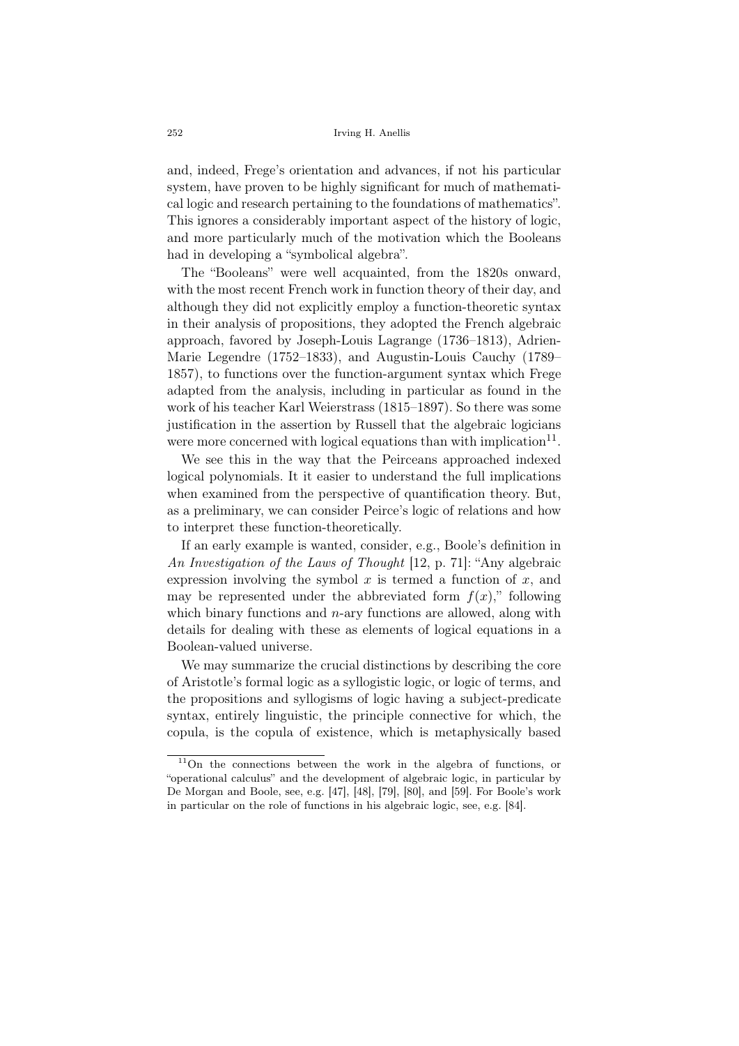and, indeed, Frege's orientation and advances, if not his particular system, have proven to be highly significant for much of mathematical logic and research pertaining to the foundations of mathematics". This ignores a considerably important aspect of the history of logic, and more particularly much of the motivation which the Booleans had in developing a "symbolical algebra".

The "Booleans" were well acquainted, from the 1820s onward, with the most recent French work in function theory of their day, and although they did not explicitly employ a function-theoretic syntax in their analysis of propositions, they adopted the French algebraic approach, favored by Joseph-Louis Lagrange (1736–1813), Adrien-Marie Legendre (1752–1833), and Augustin-Louis Cauchy (1789–1857), to functions over the function-argument syntax which Frege adapted from the analysis, including in particular as found in the work of his teacher Karl Weierstrass (1815–1897). So there was some justification in the assertion by Russell that the algebraic logicians were more concerned with logical equations than with implication[11].

We see this in the way that the Peirceans approached indexed logical polynomials. It it easier to understand the full implications when examined from the perspective of quantification theory. But, as a preliminary, we can consider Peirce's logic of relations and how to interpret these function-theoretically.

If an early example is wanted, consider, e.g., Boole's definition in *An Investigation of the Laws of Thought* [12, p. 71]: "Any algebraic expression involving the symbol $x$ is termed a function of $x$, and may be represented under the abbreviated form $f(x)$," following which binary functions and $n$-ary functions are allowed, along with details for dealing with these as elements of logical equations in a Boolean-valued universe.

We may summarize the crucial distinctions by describing the core of Aristotle's formal logic as a syllogistic logic, or logic of terms, and the propositions and syllogisms of logic having a subject-predicate syntax, entirely linguistic, the principle connective for which, the copula, is the copula of existence, which is metaphysically based

[11] On the connections between the work in the algebra of functions, or "operational calculus" and the development of algebraic logic, in particular by De Morgan and Boole, see, e.g. [47], [48], [79], [80], and [59]. For Boole's work in particular on the role of functions in his algebraic logic, see, e.g. [84].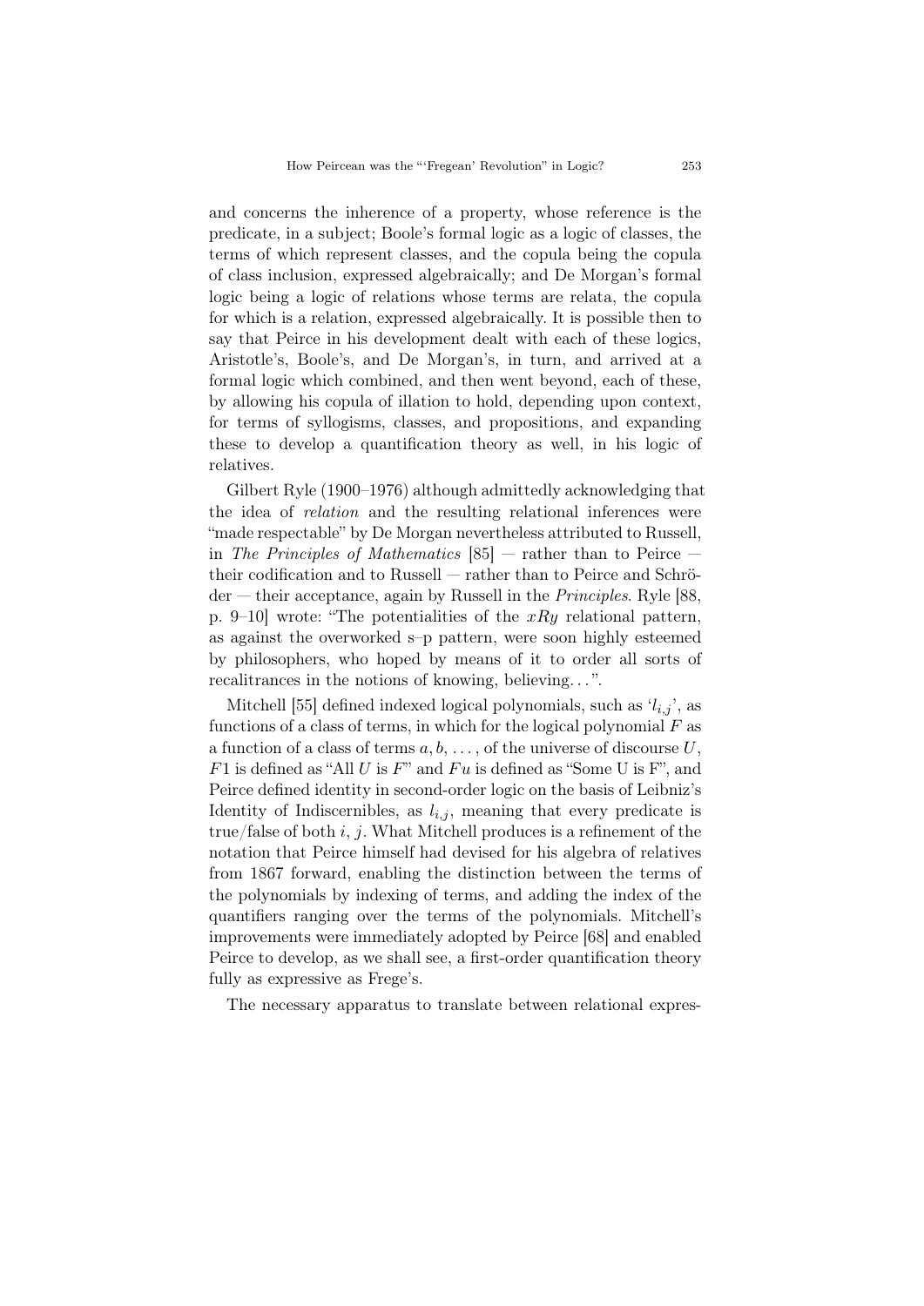and concerns the inherence of a property, whose reference is the predicate, in a subject; Boole's formal logic as a logic of classes, the terms of which represent classes, and the copula being the copula of class inclusion, expressed algebraically; and De Morgan's formal logic being a logic of relations whose terms are relata, the copula for which is a relation, expressed algebraically. It is possible then to say that Peirce in his development dealt with each of these logics, Aristotle's, Boole's, and De Morgan's, in turn, and arrived at a formal logic which combined, and then went beyond, each of these, by allowing his copula of illation to hold, depending upon context, for terms of syllogisms, classes, and propositions, and expanding these to develop a quantification theory as well, in his logic of relatives.

Gilbert Ryle (1900–1976) although admittedly acknowledging that the idea of *relation* and the resulting relational inferences were "made respectable" by De Morgan nevertheless attributed to Russell, in *The Principles of Mathematics* [85] — rather than to Peirce — their codification and to Russell — rather than to Peirce and Schröder — their acceptance, again by Russell in the *Principles*. Ryle [88, p. 9–10] wrote: "The potentialities of the $xRy$ relational pattern, as against the overworked s–p pattern, were soon highly esteemed by philosophers, who hoped by means of it to order all sorts of recalitrances in the notions of knowing, believing…".

Mitchell [55] defined indexed logical polynomials, such as '$l_{i,j}$', as functions of a class of terms, in which for the logical polynomial $F$ as a function of a class of terms $a, b, \ldots$, of the universe of discourse $U$, $F1$ is defined as "All $U$ is $F$" and $Fu$ is defined as "Some U is F", and Peirce defined identity in second-order logic on the basis of Leibniz's Identity of Indiscernibles, as $l_{i,j}$, meaning that every predicate is true/false of both $i$, $j$. What Mitchell produces is a refinement of the notation that Peirce himself had devised for his algebra of relatives from 1867 forward, enabling the distinction between the terms of the polynomials by indexing of terms, and adding the index of the quantifiers ranging over the terms of the polynomials. Mitchell's improvements were immediately adopted by Peirce [68] and enabled Peirce to develop, as we shall see, a first-order quantification theory fully as expressive as Frege's.

The necessary apparatus to translate between relational expres-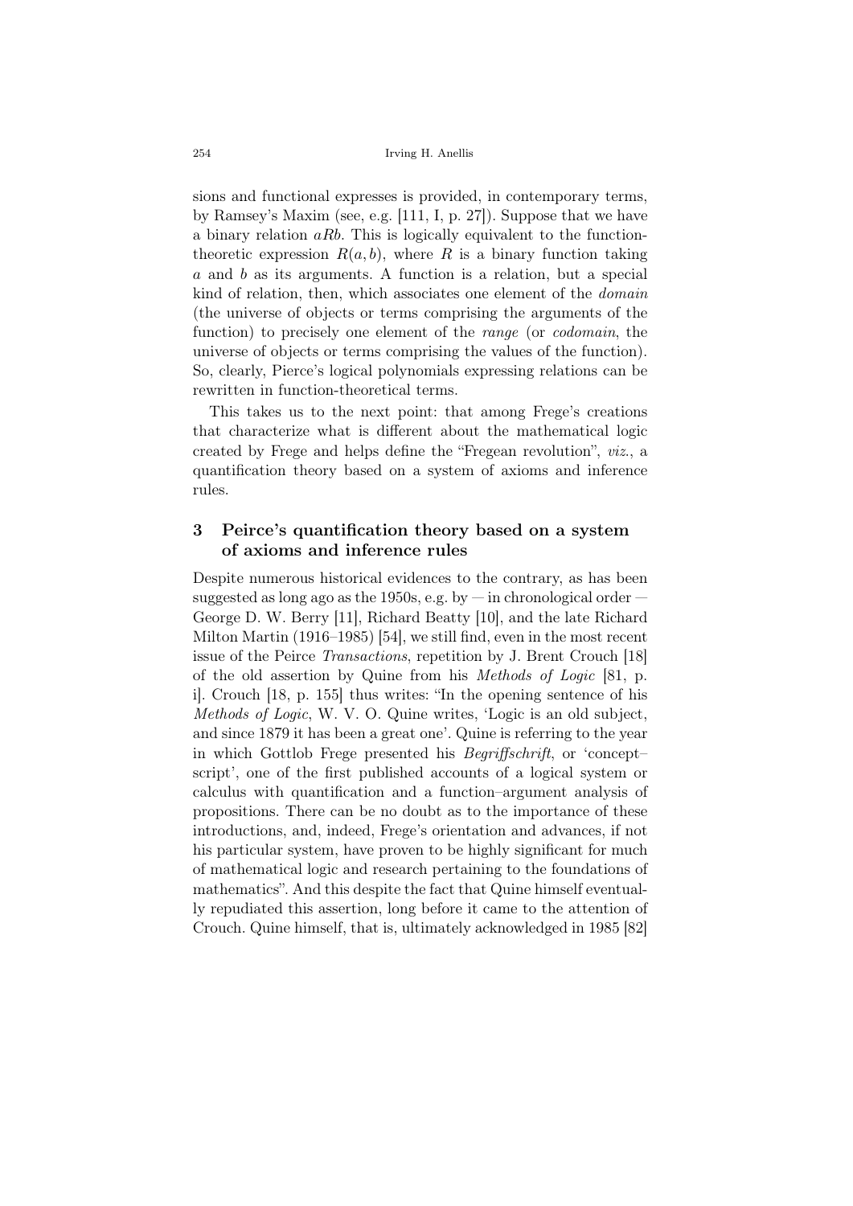sions and functional expresses is provided, in contemporary terms, by Ramsey's Maxim (see, e.g. [111, I, p. 27]). Suppose that we have a binary relation $aRb$. This is logically equivalent to the function-theoretic expression $R(a, b)$, where $R$ is a binary function taking $a$ and $b$ as its arguments. A function is a relation, but a special kind of relation, then, which associates one element of the *domain* (the universe of objects or terms comprising the arguments of the function) to precisely one element of the *range* (or *codomain*, the universe of objects or terms comprising the values of the function). So, clearly, Pierce's logical polynomials expressing relations can be rewritten in function-theoretical terms.

This takes us to the next point: that among Frege's creations that characterize what is different about the mathematical logic created by Frege and helps define the "Fregean revolution", *viz.*, a quantification theory based on a system of axioms and inference rules.

## 3 Peirce's quantification theory based on a system of axioms and inference rules

Despite numerous historical evidences to the contrary, as has been suggested as long ago as the 1950s, e.g. by — in chronological order — George D. W. Berry [11], Richard Beatty [10], and the late Richard Milton Martin (1916–1985) [54], we still find, even in the most recent issue of the Peirce *Transactions*, repetition by J. Brent Crouch [18] of the old assertion by Quine from his *Methods of Logic* [81, p. i]. Crouch [18, p. 155] thus writes: "In the opening sentence of his *Methods of Logic*, W. V. O. Quine writes, 'Logic is an old subject, and since 1879 it has been a great one'. Quine is referring to the year in which Gottlob Frege presented his *Begriffschrift*, or 'concept–script', one of the first published accounts of a logical system or calculus with quantification and a function–argument analysis of propositions. There can be no doubt as to the importance of these introductions, and, indeed, Frege's orientation and advances, if not his particular system, have proven to be highly significant for much of mathematical logic and research pertaining to the foundations of mathematics". And this despite the fact that Quine himself eventually repudiated this assertion, long before it came to the attention of Crouch. Quine himself, that is, ultimately acknowledged in 1985 [82]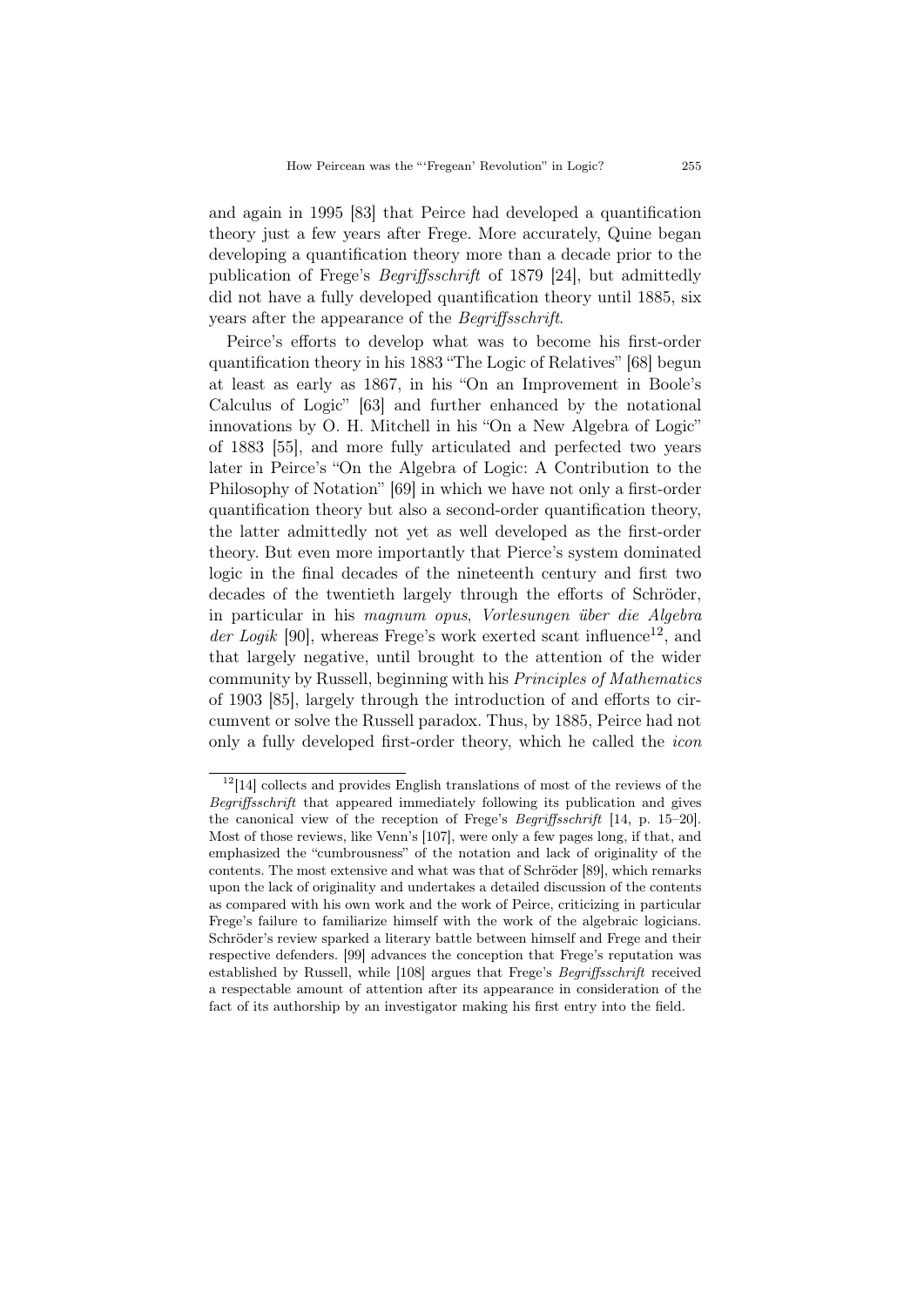and again in 1995 [83] that Peirce had developed a quantification theory just a few years after Frege. More accurately, Quine began developing a quantification theory more than a decade prior to the publication of Frege's *Begriffsschrift* of 1879 [24], but admittedly did not have a fully developed quantification theory until 1885, six years after the appearance of the *Begriffsschrift*.

Peirce's efforts to develop what was to become his first-order quantification theory in his 1883 "The Logic of Relatives" [68] begun at least as early as 1867, in his "On an Improvement in Boole's Calculus of Logic" [63] and further enhanced by the notational innovations by O. H. Mitchell in his "On a New Algebra of Logic" of 1883 [55], and more fully articulated and perfected two years later in Peirce's "On the Algebra of Logic: A Contribution to the Philosophy of Notation" [69] in which we have not only a first-order quantification theory but also a second-order quantification theory, the latter admittedly not yet as well developed as the first-order theory. But even more importantly that Pierce's system dominated logic in the final decades of the nineteenth century and first two decades of the twentieth largely through the efforts of Schröder, in particular in his *magnum opus*, *Vorlesungen über die Algebra der Logik* [90], whereas Frege's work exerted scant influence[12], and that largely negative, until brought to the attention of the wider community by Russell, beginning with his *Principles of Mathematics* of 1903 [85], largely through the introduction of and efforts to circumvent or solve the Russell paradox. Thus, by 1885, Peirce had not only a fully developed first-order theory, which he called the *icon*

[12] [14] collects and provides English translations of most of the reviews of the *Begriffsschrift* that appeared immediately following its publication and gives the canonical view of the reception of Frege's *Begriffsschrift* [14, p. 15–20]. Most of those reviews, like Venn's [107], were only a few pages long, if that, and emphasized the "cumbrousness" of the notation and lack of originality of the contents. The most extensive and what was that of Schröder [89], which remarks upon the lack of originality and undertakes a detailed discussion of the contents as compared with his own work and the work of Peirce, criticizing in particular Frege's failure to familiarize himself with the work of the algebraic logicians. Schröder's review sparked a literary battle between himself and Frege and their respective defenders. [99] advances the conception that Frege's reputation was established by Russell, while [108] argues that Frege's *Begriffsschrift* received a respectable amount of attention after its appearance in consideration of the fact of its authorship by an investigator making his first entry into the field.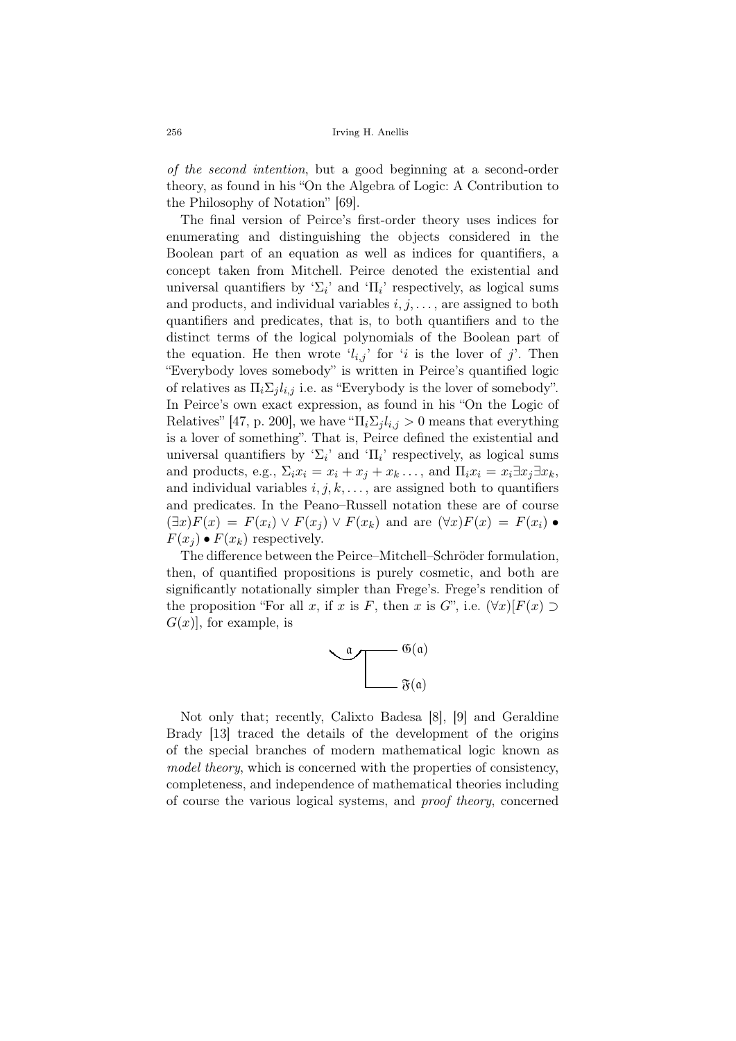*of the second intention*, but a good beginning at a second-order theory, as found in his "On the Algebra of Logic: A Contribution to the Philosophy of Notation" [69].

The final version of Peirce's first-order theory uses indices for enumerating and distinguishing the objects considered in the Boolean part of an equation as well as indices for quantifiers, a concept taken from Mitchell. Peirce denoted the existential and universal quantifiers by '$\Sigma_i$' and '$\Pi_i$' respectively, as logical sums and products, and individual variables $i, j, \ldots$, are assigned to both quantifiers and predicates, that is, to both quantifiers and to the distinct terms of the logical polynomials of the Boolean part of the equation. He then wrote '$l_{i,j}$' for '$i$ is the lover of $j$'. Then "Everybody loves somebody" is written in Peirce's quantified logic of relatives as $\Pi_i \Sigma_j l_{i,j}$ i.e. as "Everybody is the lover of somebody". In Peirce's own exact expression, as found in his "On the Logic of Relatives" [47, p. 200], we have "$\Pi_i \Sigma_j l_{i,j} > 0$ means that everything is a lover of something". That is, Peirce defined the existential and universal quantifiers by '$\Sigma_i$' and '$\Pi_i$' respectively, as logical sums and products, e.g., $\Sigma_i x_i = x_i + x_j + x_k \ldots$, and $\Pi_i x_i = x_i \exists x_j \exists x_k$, and individual variables $i, j, k, \ldots$, are assigned both to quantifiers and predicates. In the Peano–Russell notation these are of course $(\exists x)F(x) = F(x_i) \vee F(x_j) \vee F(x_k)$ and are $(\forall x)F(x) = F(x_i) \bullet F(x_j) \bullet F(x_k)$ respectively.

The difference between the Peirce–Mitchell–Schröder formulation, then, of quantified propositions is purely cosmetic, and both are significantly notationally simpler than Frege's. Frege's rendition of the proposition "For all $x$, if $x$ is $F$, then $x$ is $G$", i.e. $(\forall x)[F(x) \supset G(x)]$, for example, is

$$\smile^{\mathfrak{a}}\!\!\!\!-\!\!\!\!\!\!\!\!\!\!\!\!\!\!\;\;\;\;\begin{array}{l}\!\!-\!\!\!\!-\!\!\!\!-\!\!\!\!-\;\mathfrak{G}(\mathfrak{a})\\ \lfloor\!\!-\!\!\!\!-\!\!\!\!-\!\!\!\!-\;\mathfrak{F}(\mathfrak{a})\end{array}$$

Not only that; recently, Calixto Badesa [8], [9] and Geraldine Brady [13] traced the details of the development of the origins of the special branches of modern mathematical logic known as *model theory*, which is concerned with the properties of consistency, completeness, and independence of mathematical theories including of course the various logical systems, and *proof theory*, concerned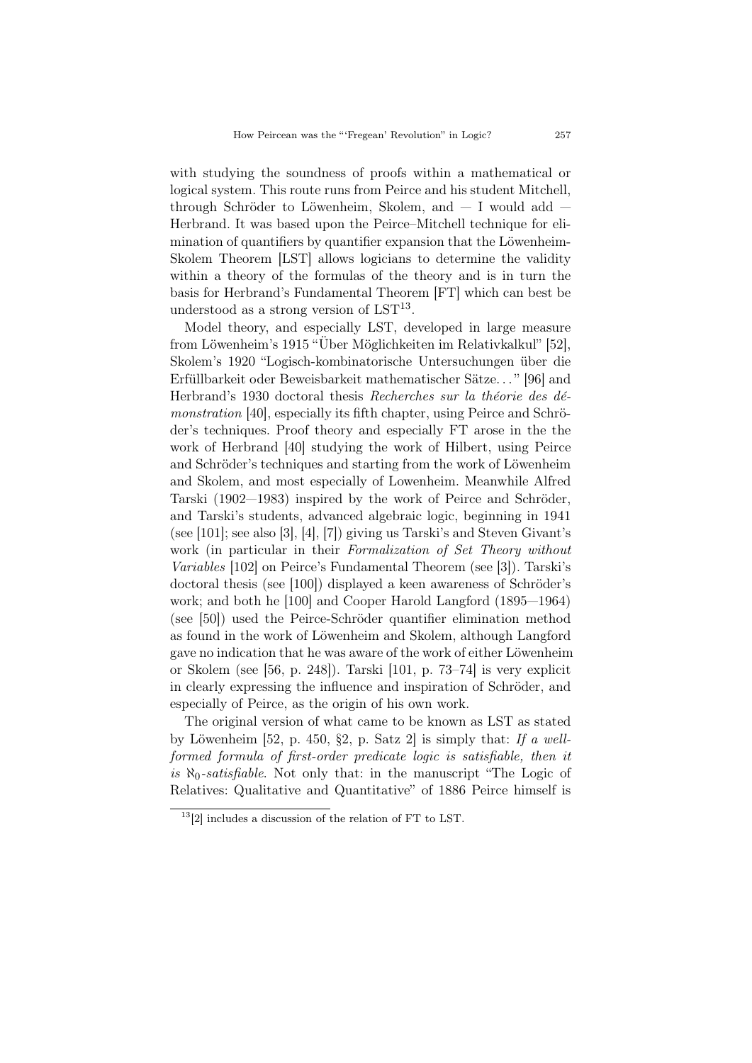with studying the soundness of proofs within a mathematical or logical system. This route runs from Peirce and his student Mitchell, through Schröder to Löwenheim, Skolem, and — I would add — Herbrand. It was based upon the Peirce–Mitchell technique for elimination of quantifiers by quantifier expansion that the Löwenheim-Skolem Theorem [LST] allows logicians to determine the validity within a theory of the formulas of the theory and is in turn the basis for Herbrand's Fundamental Theorem [FT] which can best be understood as a strong version of LST[13].

Model theory, and especially LST, developed in large measure from Löwenheim's 1915 "Über Möglichkeiten im Relativkalkul" [52], Skolem's 1920 "Logisch-kombinatorische Untersuchungen über die Erfüllbarkeit oder Beweisbarkeit mathematischer Sätze..." [96] and Herbrand's 1930 doctoral thesis *Recherches sur la théorie des démonstration* [40], especially its fifth chapter, using Peirce and Schröder's techniques. Proof theory and especially FT arose in the the work of Herbrand [40] studying the work of Hilbert, using Peirce and Schröder's techniques and starting from the work of Löwenheim and Skolem, and most especially of Lowenheim. Meanwhile Alfred Tarski (1902—1983) inspired by the work of Peirce and Schröder, and Tarski's students, advanced algebraic logic, beginning in 1941 (see [101]; see also [3], [4], [7]) giving us Tarski's and Steven Givant's work (in particular in their *Formalization of Set Theory without Variables* [102] on Peirce's Fundamental Theorem (see [3]). Tarski's doctoral thesis (see [100]) displayed a keen awareness of Schröder's work; and both he [100] and Cooper Harold Langford (1895—1964) (see [50]) used the Peirce-Schröder quantifier elimination method as found in the work of Löwenheim and Skolem, although Langford gave no indication that he was aware of the work of either Löwenheim or Skolem (see [56, p. 248]). Tarski [101, p. 73–74] is very explicit in clearly expressing the influence and inspiration of Schröder, and especially of Peirce, as the origin of his own work.

The original version of what came to be known as LST as stated by Löwenheim [52, p. 450, §2, p. Satz 2] is simply that: *If a well-formed formula of first-order predicate logic is satisfiable, then it is $\aleph_0$-satisfiable*. Not only that: in the manuscript "The Logic of Relatives: Qualitative and Quantitative" of 1886 Peirce himself is

[13][2] includes a discussion of the relation of FT to LST.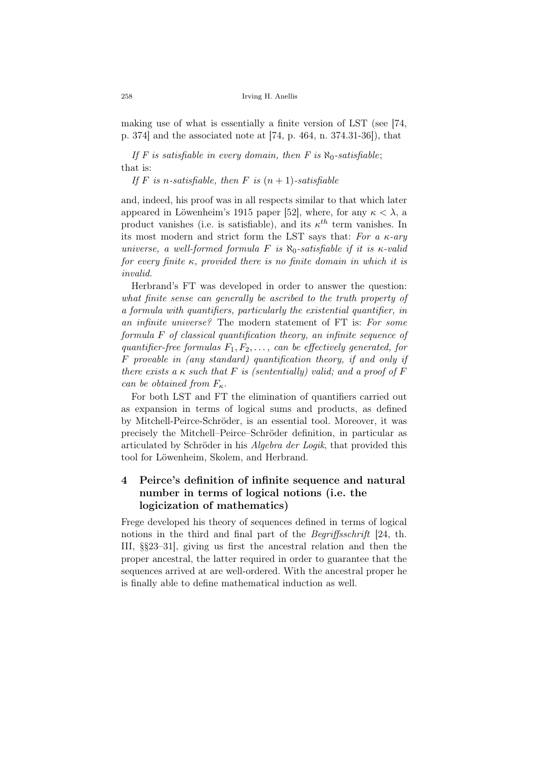making use of what is essentially a finite version of LST (see [74, p. 374] and the associated note at [74, p. 464, n. 374.31-36]), that

*If $F$ is satisfiable in every domain, then $F$ is $\aleph_0$-satisfiable*;
that is:

*If $F$ is $n$-satisfiable, then $F$ is $(n+1)$-satisfiable*

and, indeed, his proof was in all respects similar to that which later appeared in Löwenheim's 1915 paper [52], where, for any $\kappa < \lambda$, a product vanishes (i.e. is satisfiable), and its $\kappa^{th}$ term vanishes. In its most modern and strict form the LST says that: *For a $\kappa$-ary universe, a well-formed formula $F$ is $\aleph_0$-satisfiable if it is $\kappa$-valid for every finite $\kappa$, provided there is no finite domain in which it is invalid.*

Herbrand's FT was developed in order to answer the question: *what finite sense can generally be ascribed to the truth property of a formula with quantifiers, particularly the existential quantifier, in an infinite universe?* The modern statement of FT is: *For some formula $F$ of classical quantification theory, an infinite sequence of quantifier-free formulas $F_1, F_2, \ldots$, can be effectively generated, for $F$ provable in (any standard) quantification theory, if and only if there exists a $\kappa$ such that $F$ is (sententially) valid; and a proof of $F$ can be obtained from $F_\kappa$.*

For both LST and FT the elimination of quantifiers carried out as expansion in terms of logical sums and products, as defined by Mitchell-Peirce-Schröder, is an essential tool. Moreover, it was precisely the Mitchell–Peirce–Schröder definition, in particular as articulated by Schröder in his *Algebra der Logik*, that provided this tool for Löwenheim, Skolem, and Herbrand.

## 4 Peirce's definition of infinite sequence and natural number in terms of logical notions (i.e. the logicization of mathematics)

Frege developed his theory of sequences defined in terms of logical notions in the third and final part of the *Begriffsschrift* [24, th. III, §§23–31], giving us first the ancestral relation and then the proper ancestral, the latter required in order to guarantee that the sequences arrived at are well-ordered. With the ancestral proper he is finally able to define mathematical induction as well.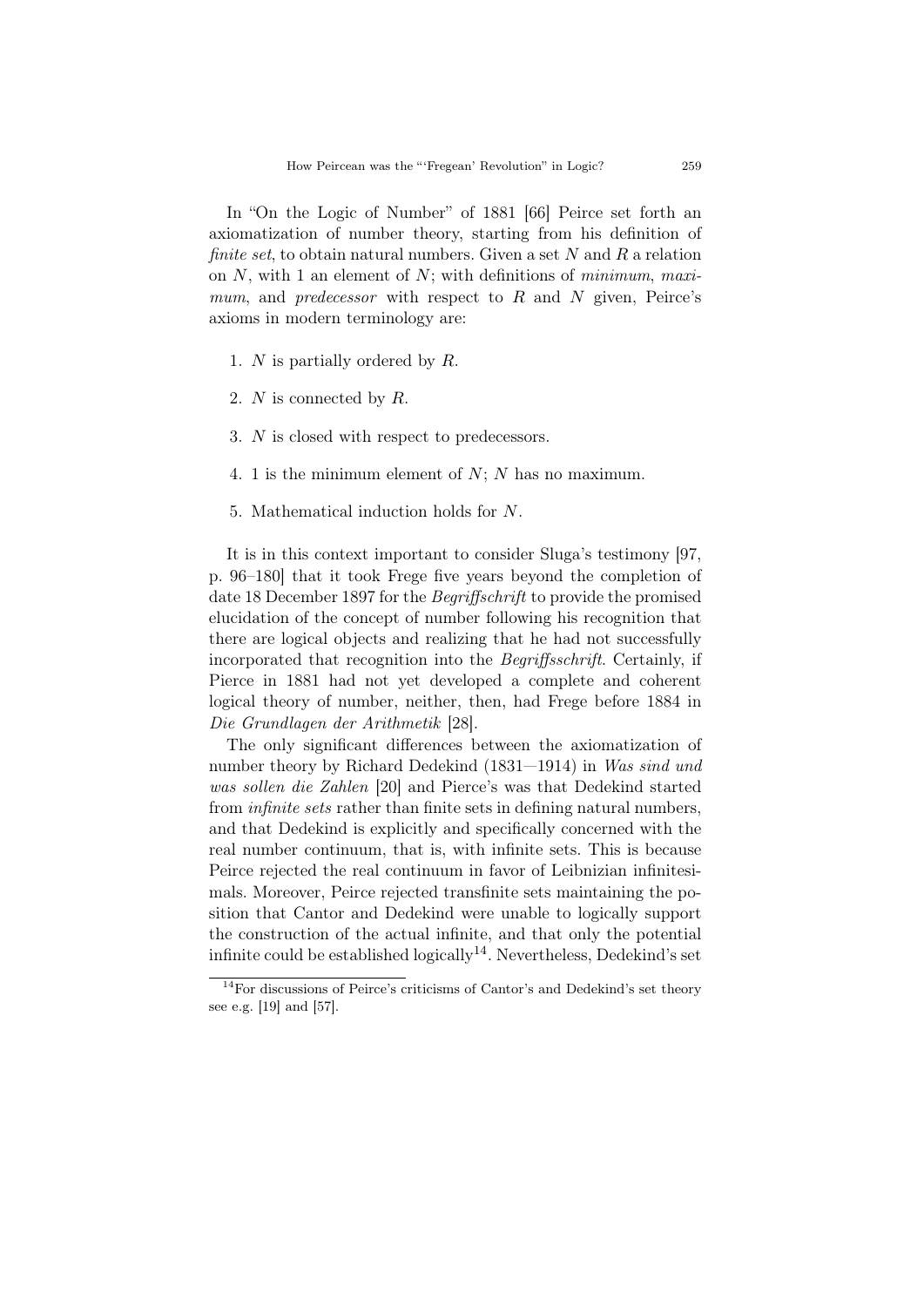In "On the Logic of Number" of 1881 [66] Peirce set forth an axiomatization of number theory, starting from his definition of *finite set*, to obtain natural numbers. Given a set $N$ and $R$ a relation on $N$, with 1 an element of $N$; with definitions of *minimum*, *maximum*, and *predecessor* with respect to $R$ and $N$ given, Peirce's axioms in modern terminology are:

1. $N$ is partially ordered by $R$.
2. $N$ is connected by $R$.
3. $N$ is closed with respect to predecessors.
4. 1 is the minimum element of $N$; $N$ has no maximum.
5. Mathematical induction holds for $N$.

It is in this context important to consider Sluga's testimony [97, p. 96–180] that it took Frege five years beyond the completion of date 18 December 1897 for the *Begriffschrift* to provide the promised elucidation of the concept of number following his recognition that there are logical objects and realizing that he had not successfully incorporated that recognition into the *Begriffsschrift*. Certainly, if Pierce in 1881 had not yet developed a complete and coherent logical theory of number, neither, then, had Frege before 1884 in *Die Grundlagen der Arithmetik* [28].

The only significant differences between the axiomatization of number theory by Richard Dedekind (1831—1914) in *Was sind und was sollen die Zahlen* [20] and Pierce's was that Dedekind started from *infinite sets* rather than finite sets in defining natural numbers, and that Dedekind is explicitly and specifically concerned with the real number continuum, that is, with infinite sets. This is because Peirce rejected the real continuum in favor of Leibnizian infinitesimals. Moreover, Peirce rejected transfinite sets maintaining the position that Cantor and Dedekind were unable to logically support the construction of the actual infinite, and that only the potential infinite could be established logically[14]. Nevertheless, Dedekind's set

[14] For discussions of Peirce's criticisms of Cantor's and Dedekind's set theory see e.g. [19] and [57].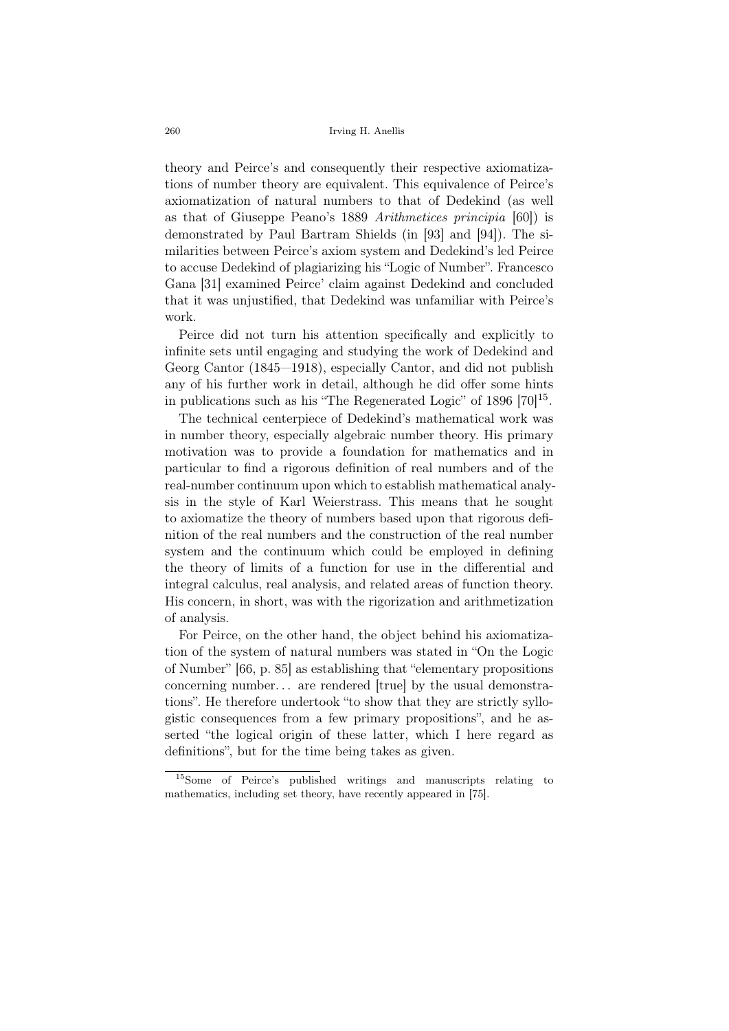theory and Peirce's and consequently their respective axiomatizations of number theory are equivalent. This equivalence of Peirce's axiomatization of natural numbers to that of Dedekind (as well as that of Giuseppe Peano's 1889 *Arithmetices principia* [60]) is demonstrated by Paul Bartram Shields (in [93] and [94]). The similarities between Peirce's axiom system and Dedekind's led Peirce to accuse Dedekind of plagiarizing his "Logic of Number". Francesco Gana [31] examined Peirce' claim against Dedekind and concluded that it was unjustified, that Dedekind was unfamiliar with Peirce's work.

Peirce did not turn his attention specifically and explicitly to infinite sets until engaging and studying the work of Dedekind and Georg Cantor (1845—1918), especially Cantor, and did not publish any of his further work in detail, although he did offer some hints in publications such as his "The Regenerated Logic" of 1896 [70][15].

The technical centerpiece of Dedekind's mathematical work was in number theory, especially algebraic number theory. His primary motivation was to provide a foundation for mathematics and in particular to find a rigorous definition of real numbers and of the real-number continuum upon which to establish mathematical analysis in the style of Karl Weierstrass. This means that he sought to axiomatize the theory of numbers based upon that rigorous definition of the real numbers and the construction of the real number system and the continuum which could be employed in defining the theory of limits of a function for use in the differential and integral calculus, real analysis, and related areas of function theory. His concern, in short, was with the rigorization and arithmetization of analysis.

For Peirce, on the other hand, the object behind his axiomatization of the system of natural numbers was stated in "On the Logic of Number" [66, p. 85] as establishing that "elementary propositions concerning number... are rendered [true] by the usual demonstrations". He therefore undertook "to show that they are strictly syllogistic consequences from a few primary propositions", and he asserted "the logical origin of these latter, which I here regard as definitions", but for the time being takes as given.

---

[15] Some of Peirce's published writings and manuscripts relating to mathematics, including set theory, have recently appeared in [75].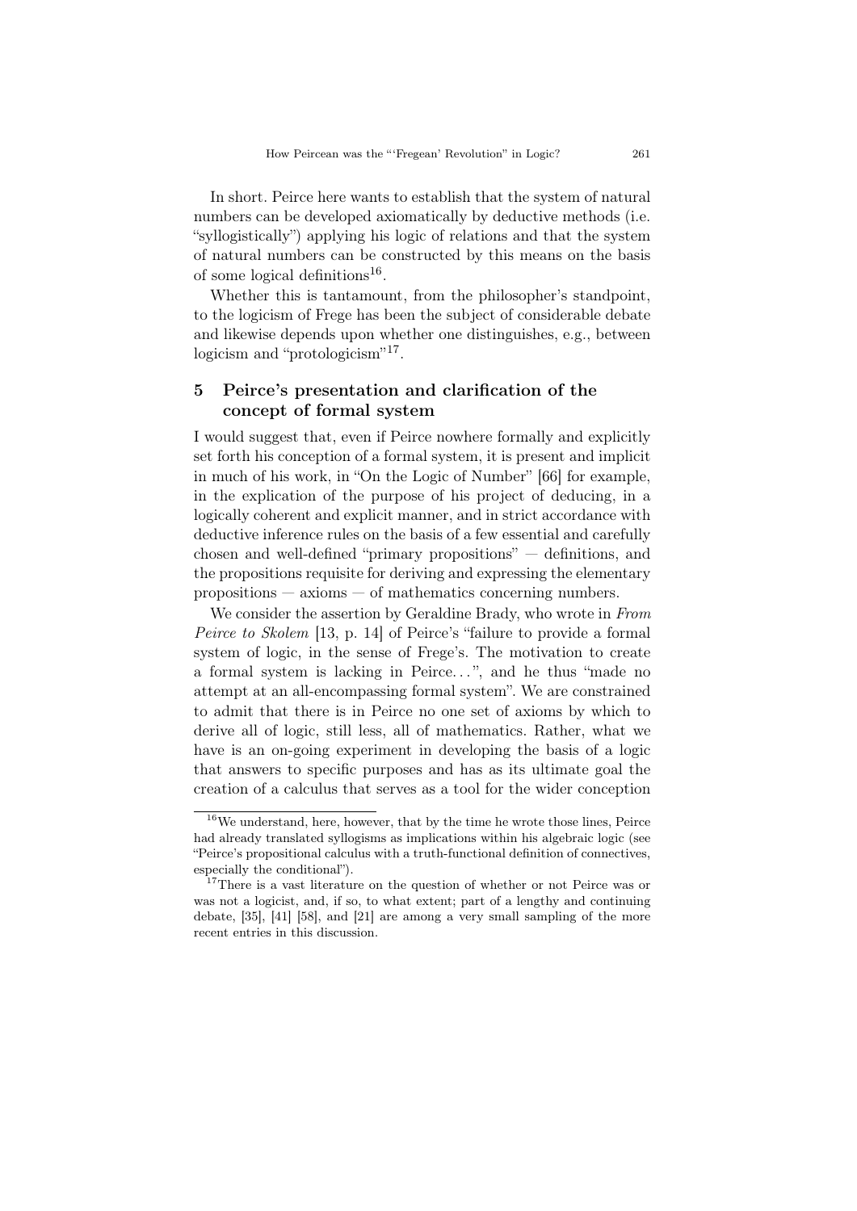In short. Peirce here wants to establish that the system of natural numbers can be developed axiomatically by deductive methods (i.e. "syllogistically") applying his logic of relations and that the system of natural numbers can be constructed by this means on the basis of some logical definitions[16].

Whether this is tantamount, from the philosopher's standpoint, to the logicism of Frege has been the subject of considerable debate and likewise depends upon whether one distinguishes, e.g., between logicism and "protologicism"[17].

## 5 Peirce's presentation and clarification of the concept of formal system

I would suggest that, even if Peirce nowhere formally and explicitly set forth his conception of a formal system, it is present and implicit in much of his work, in "On the Logic of Number" [66] for example, in the explication of the purpose of his project of deducing, in a logically coherent and explicit manner, and in strict accordance with deductive inference rules on the basis of a few essential and carefully chosen and well-defined "primary propositions" — definitions, and the propositions requisite for deriving and expressing the elementary propositions — axioms — of mathematics concerning numbers.

We consider the assertion by Geraldine Brady, who wrote in *From Peirce to Skolem* [13, p. 14] of Peirce's "failure to provide a formal system of logic, in the sense of Frege's. The motivation to create a formal system is lacking in Peirce...", and he thus "made no attempt at an all-encompassing formal system". We are constrained to admit that there is in Peirce no one set of axioms by which to derive all of logic, still less, all of mathematics. Rather, what we have is an on-going experiment in developing the basis of a logic that answers to specific purposes and has as its ultimate goal the creation of a calculus that serves as a tool for the wider conception

---

[16] We understand, here, however, that by the time he wrote those lines, Peirce had already translated syllogisms as implications within his algebraic logic (see "Peirce's propositional calculus with a truth-functional definition of connectives, especially the conditional").

[17] There is a vast literature on the question of whether or not Peirce was or was not a logicist, and, if so, to what extent; part of a lengthy and continuing debate, [35], [41] [58], and [21] are among a very small sampling of the more recent entries in this discussion.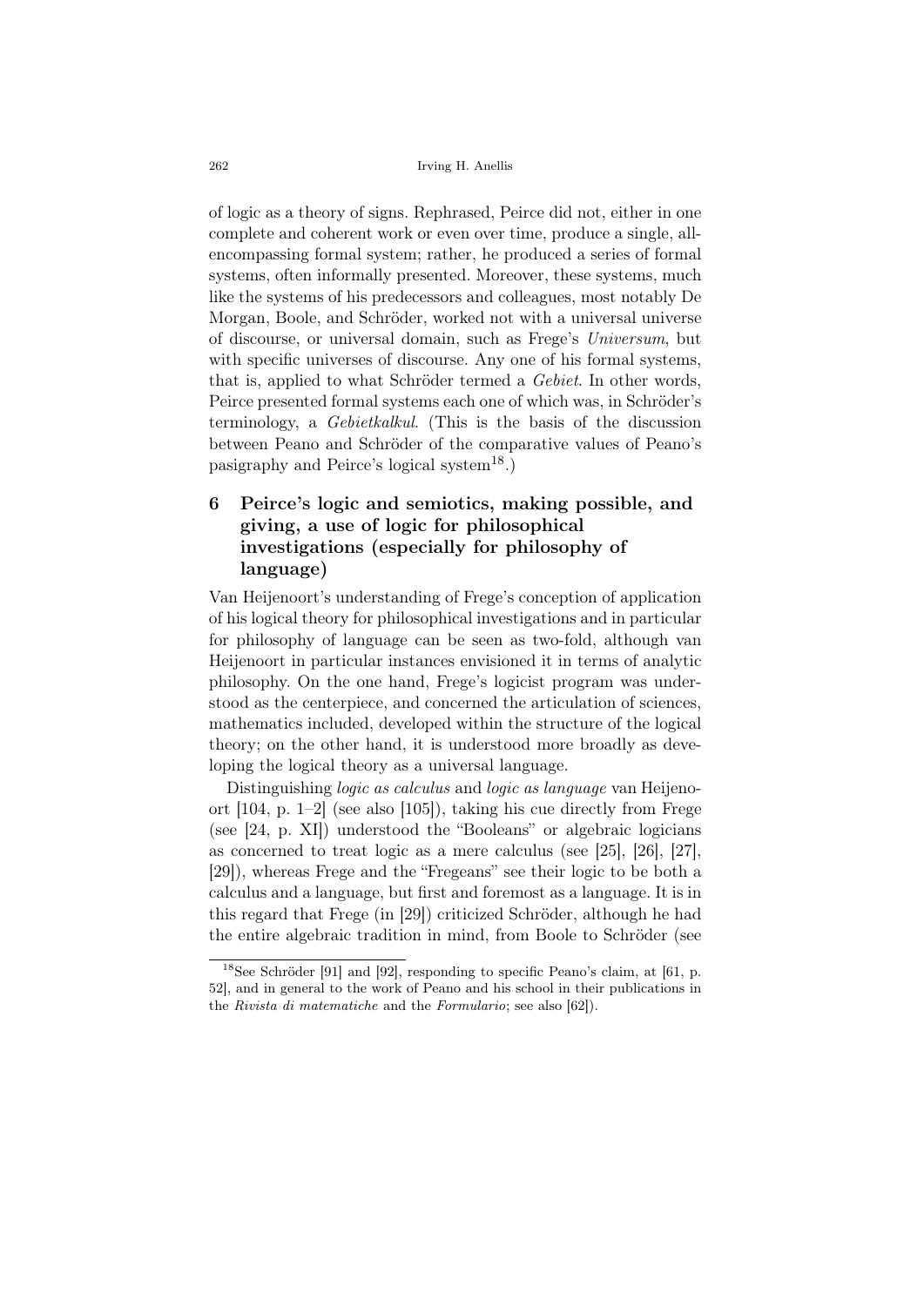of logic as a theory of signs. Rephrased, Peirce did not, either in one complete and coherent work or even over time, produce a single, all-encompassing formal system; rather, he produced a series of formal systems, often informally presented. Moreover, these systems, much like the systems of his predecessors and colleagues, most notably De Morgan, Boole, and Schröder, worked not with a universal universe of discourse, or universal domain, such as Frege's *Universum*, but with specific universes of discourse. Any one of his formal systems, that is, applied to what Schröder termed a *Gebiet*. In other words, Peirce presented formal systems each one of which was, in Schröder's terminology, a *Gebietkalkul*. (This is the basis of the discussion between Peano and Schröder of the comparative values of Peano's pasigraphy and Peirce's logical system[18].)

## 6 Peirce's logic and semiotics, making possible, and giving, a use of logic for philosophical investigations (especially for philosophy of language)

Van Heijenoort's understanding of Frege's conception of application of his logical theory for philosophical investigations and in particular for philosophy of language can be seen as two-fold, although van Heijenoort in particular instances envisioned it in terms of analytic philosophy. On the one hand, Frege's logicist program was understood as the centerpiece, and concerned the articulation of sciences, mathematics included, developed within the structure of the logical theory; on the other hand, it is understood more broadly as developing the logical theory as a universal language.

Distinguishing *logic as calculus* and *logic as language* van Heijenoort [104, p. 1–2] (see also [105]), taking his cue directly from Frege (see [24, p. XI]) understood the "Booleans" or algebraic logicians as concerned to treat logic as a mere calculus (see [25], [26], [27], [29]), whereas Frege and the "Fregeans" see their logic to be both a calculus and a language, but first and foremost as a language. It is in this regard that Frege (in [29]) criticized Schröder, although he had the entire algebraic tradition in mind, from Boole to Schröder (see

[18] See Schröder [91] and [92], responding to specific Peano's claim, at [61, p. 52], and in general to the work of Peano and his school in their publications in the *Rivista di matematiche* and the *Formulario*; see also [62]).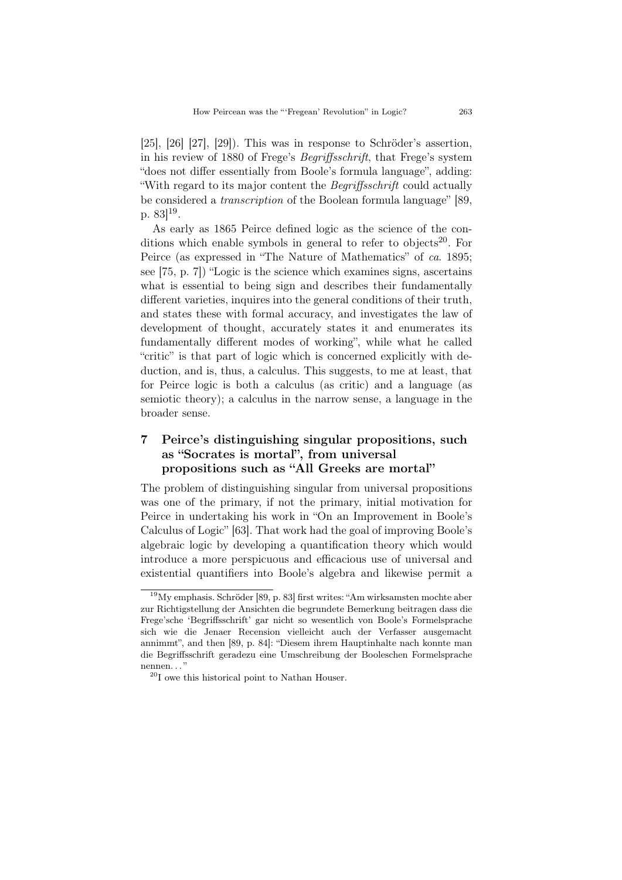[25], [26] [27], [29]). This was in response to Schröder's assertion, in his review of 1880 of Frege's *Begriffsschrift*, that Frege's system "does not differ essentially from Boole's formula language", adding: "With regard to its major content the *Begriffsschrift* could actually be considered a *transcription* of the Boolean formula language" [89, p. 83][19].

As early as 1865 Peirce defined logic as the science of the conditions which enable symbols in general to refer to objects[20]. For Peirce (as expressed in "The Nature of Mathematics" of *ca.* 1895; see [75, p. 7]) "Logic is the science which examines signs, ascertains what is essential to being sign and describes their fundamentally different varieties, inquires into the general conditions of their truth, and states these with formal accuracy, and investigates the law of development of thought, accurately states it and enumerates its fundamentally different modes of working", while what he called "critic" is that part of logic which is concerned explicitly with deduction, and is, thus, a calculus. This suggests, to me at least, that for Peirce logic is both a calculus (as critic) and a language (as semiotic theory); a calculus in the narrow sense, a language in the broader sense.

## 7 Peirce's distinguishing singular propositions, such as "Socrates is mortal", from universal propositions such as "All Greeks are mortal"

The problem of distinguishing singular from universal propositions was one of the primary, if not the primary, initial motivation for Peirce in undertaking his work in "On an Improvement in Boole's Calculus of Logic" [63]. That work had the goal of improving Boole's algebraic logic by developing a quantification theory which would introduce a more perspicuous and efficacious use of universal and existential quantifiers into Boole's algebra and likewise permit a

---

[19]My emphasis. Schröder [89, p. 83] first writes: "Am wirksamsten mochte aber zur Richtigstellung der Ansichten die begrundete Bemerkung beitragen dass die Frege'sche 'Begriffsschrift' gar nicht so wesentlich von Boole's Formelsprache sich wie die Jenaer Recension vielleicht auch der Verfasser ausgemacht annimmt", and then [89, p. 84]: "Diesem ihrem Hauptinhalte nach konnte man die Begriffsschrift geradezu eine Umschreibung der Booleschen Formelsprache nennen. . . "

[20]I owe this historical point to Nathan Houser.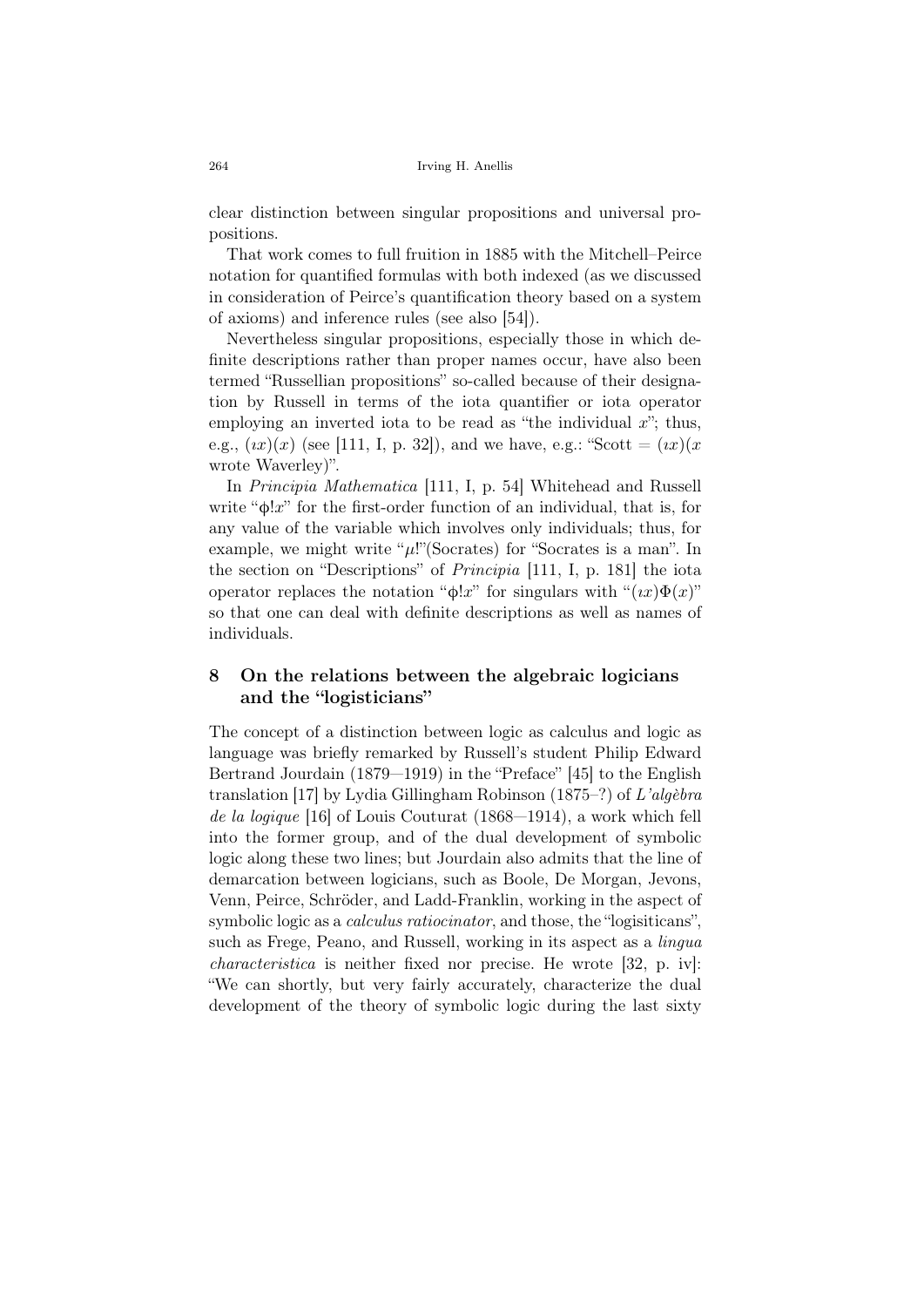clear distinction between singular propositions and universal propositions.

That work comes to full fruition in 1885 with the Mitchell–Peirce notation for quantified formulas with both indexed (as we discussed in consideration of Peirce's quantification theory based on a system of axioms) and inference rules (see also [54]).

Nevertheless singular propositions, especially those in which definite descriptions rather than proper names occur, have also been termed "Russellian propositions" so-called because of their designation by Russell in terms of the iota quantifier or iota operator employing an inverted iota to be read as "the individual $x$"; thus, e.g., $(\iota x)(x)$ (see [111, I, p. 32]), and we have, e.g.: "Scott $= (\iota x)(x$ wrote Waverley)".

In *Principia Mathematica* [111, I, p. 54] Whitehead and Russell write "$\phi!x$" for the first-order function of an individual, that is, for any value of the variable which involves only individuals; thus, for example, we might write "$\mu$!"(Socrates) for "Socrates is a man". In the section on "Descriptions" of *Principia* [111, I, p. 181] the iota operator replaces the notation "$\phi!x$" for singulars with "$(\iota x)\Phi(x)$" so that one can deal with definite descriptions as well as names of individuals.

## 8 On the relations between the algebraic logicians and the "logisticians"

The concept of a distinction between logic as calculus and logic as language was briefly remarked by Russell's student Philip Edward Bertrand Jourdain (1879—1919) in the "Preface" [45] to the English translation [17] by Lydia Gillingham Robinson (1875–?) of *L'algèbra de la logique* [16] of Louis Couturat (1868—1914), a work which fell into the former group, and of the dual development of symbolic logic along these two lines; but Jourdain also admits that the line of demarcation between logicians, such as Boole, De Morgan, Jevons, Venn, Peirce, Schröder, and Ladd-Franklin, working in the aspect of symbolic logic as a *calculus ratiocinator*, and those, the "logisiticans", such as Frege, Peano, and Russell, working in its aspect as a *lingua characteristica* is neither fixed nor precise. He wrote [32, p. iv]: "We can shortly, but very fairly accurately, characterize the dual development of the theory of symbolic logic during the last sixty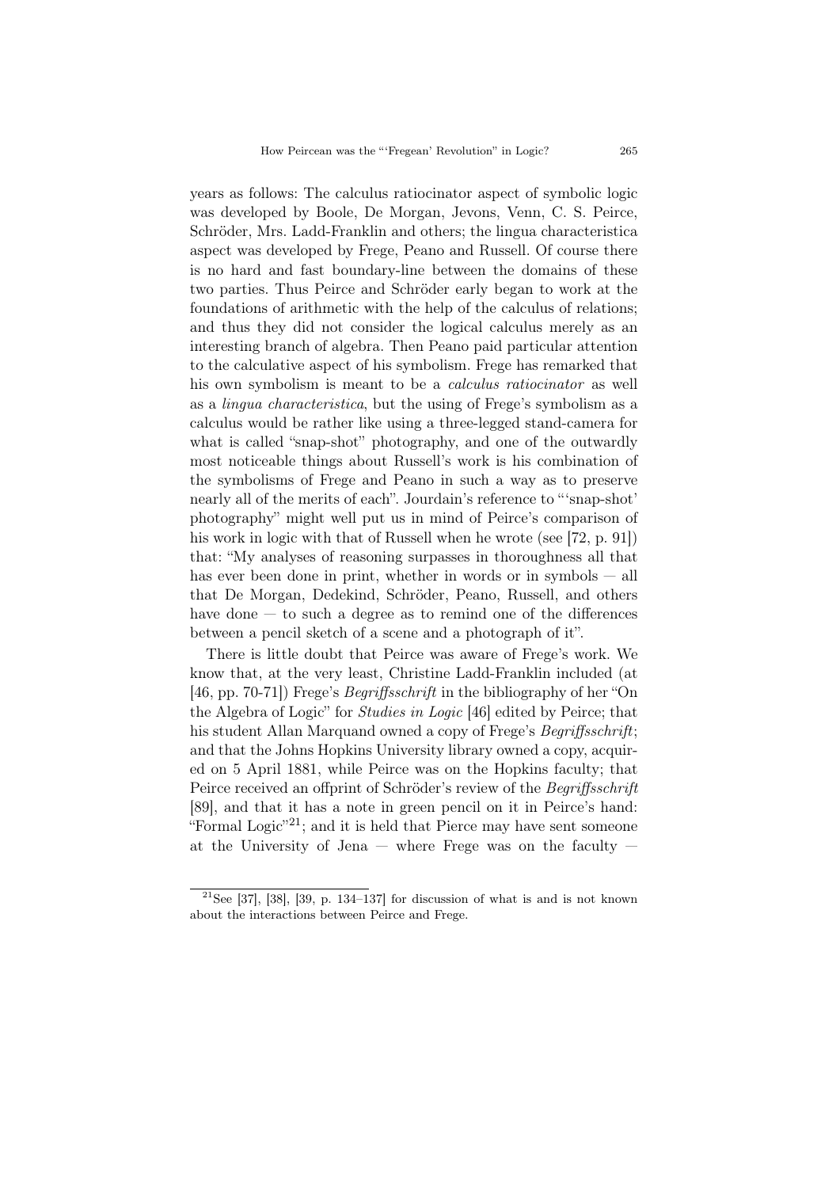years as follows: The calculus ratiocinator aspect of symbolic logic was developed by Boole, De Morgan, Jevons, Venn, C. S. Peirce, Schröder, Mrs. Ladd-Franklin and others; the lingua characteristica aspect was developed by Frege, Peano and Russell. Of course there is no hard and fast boundary-line between the domains of these two parties. Thus Peirce and Schröder early began to work at the foundations of arithmetic with the help of the calculus of relations; and thus they did not consider the logical calculus merely as an interesting branch of algebra. Then Peano paid particular attention to the calculative aspect of his symbolism. Frege has remarked that his own symbolism is meant to be a *calculus ratiocinator* as well as a *lingua characteristica*, but the using of Frege's symbolism as a calculus would be rather like using a three-legged stand-camera for what is called "snap-shot" photography, and one of the outwardly most noticeable things about Russell's work is his combination of the symbolisms of Frege and Peano in such a way as to preserve nearly all of the merits of each". Jourdain's reference to "'snap-shot' photography" might well put us in mind of Peirce's comparison of his work in logic with that of Russell when he wrote (see [72, p. 91]) that: "My analyses of reasoning surpasses in thoroughness all that has ever been done in print, whether in words or in symbols — all that De Morgan, Dedekind, Schröder, Peano, Russell, and others have done — to such a degree as to remind one of the differences between a pencil sketch of a scene and a photograph of it".

There is little doubt that Peirce was aware of Frege's work. We know that, at the very least, Christine Ladd-Franklin included (at [46, pp. 70-71]) Frege's *Begriffsschrift* in the bibliography of her "On the Algebra of Logic" for *Studies in Logic* [46] edited by Peirce; that his student Allan Marquand owned a copy of Frege's *Begriffsschrift*; and that the Johns Hopkins University library owned a copy, acquired on 5 April 1881, while Peirce was on the Hopkins faculty; that Peirce received an offprint of Schröder's review of the *Begriffsschrift* [89], and that it has a note in green pencil on it in Peirce's hand: "Formal Logic"[21]; and it is held that Pierce may have sent someone at the University of Jena — where Frege was on the faculty —

[21] See [37], [38], [39, p. 134–137] for discussion of what is and is not known about the interactions between Peirce and Frege.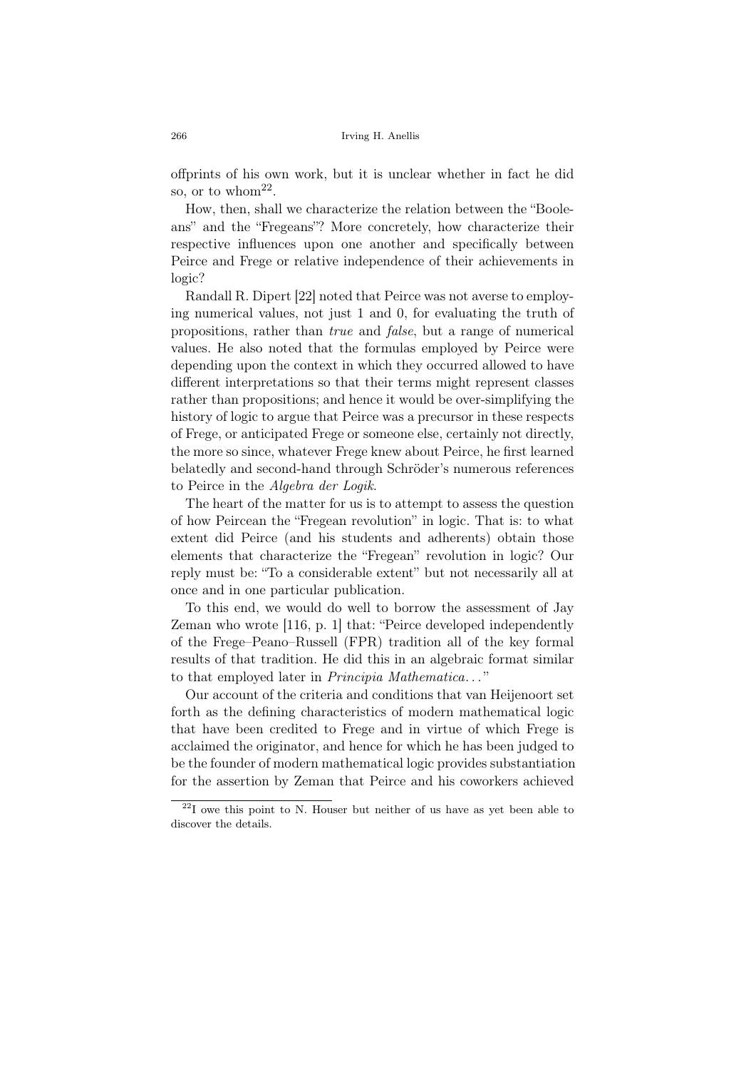offprints of his own work, but it is unclear whether in fact he did so, or to whom[22].

How, then, shall we characterize the relation between the "Booleans" and the "Fregeans"? More concretely, how characterize their respective influences upon one another and specifically between Peirce and Frege or relative independence of their achievements in logic?

Randall R. Dipert [22] noted that Peirce was not averse to employing numerical values, not just 1 and 0, for evaluating the truth of propositions, rather than *true* and *false*, but a range of numerical values. He also noted that the formulas employed by Peirce were depending upon the context in which they occurred allowed to have different interpretations so that their terms might represent classes rather than propositions; and hence it would be over-simplifying the history of logic to argue that Peirce was a precursor in these respects of Frege, or anticipated Frege or someone else, certainly not directly, the more so since, whatever Frege knew about Peirce, he first learned belatedly and second-hand through Schröder's numerous references to Peirce in the *Algebra der Logik*.

The heart of the matter for us is to attempt to assess the question of how Peircean the "Fregean revolution" in logic. That is: to what extent did Peirce (and his students and adherents) obtain those elements that characterize the "Fregean" revolution in logic? Our reply must be: "To a considerable extent" but not necessarily all at once and in one particular publication.

To this end, we would do well to borrow the assessment of Jay Zeman who wrote [116, p. 1] that: "Peirce developed independently of the Frege–Peano–Russell (FPR) tradition all of the key formal results of that tradition. He did this in an algebraic format similar to that employed later in *Principia Mathematica*..."

Our account of the criteria and conditions that van Heijenoort set forth as the defining characteristics of modern mathematical logic that have been credited to Frege and in virtue of which Frege is acclaimed the originator, and hence for which he has been judged to be the founder of modern mathematical logic provides substantiation for the assertion by Zeman that Peirce and his coworkers achieved

[22] I owe this point to N. Houser but neither of us have as yet been able to discover the details.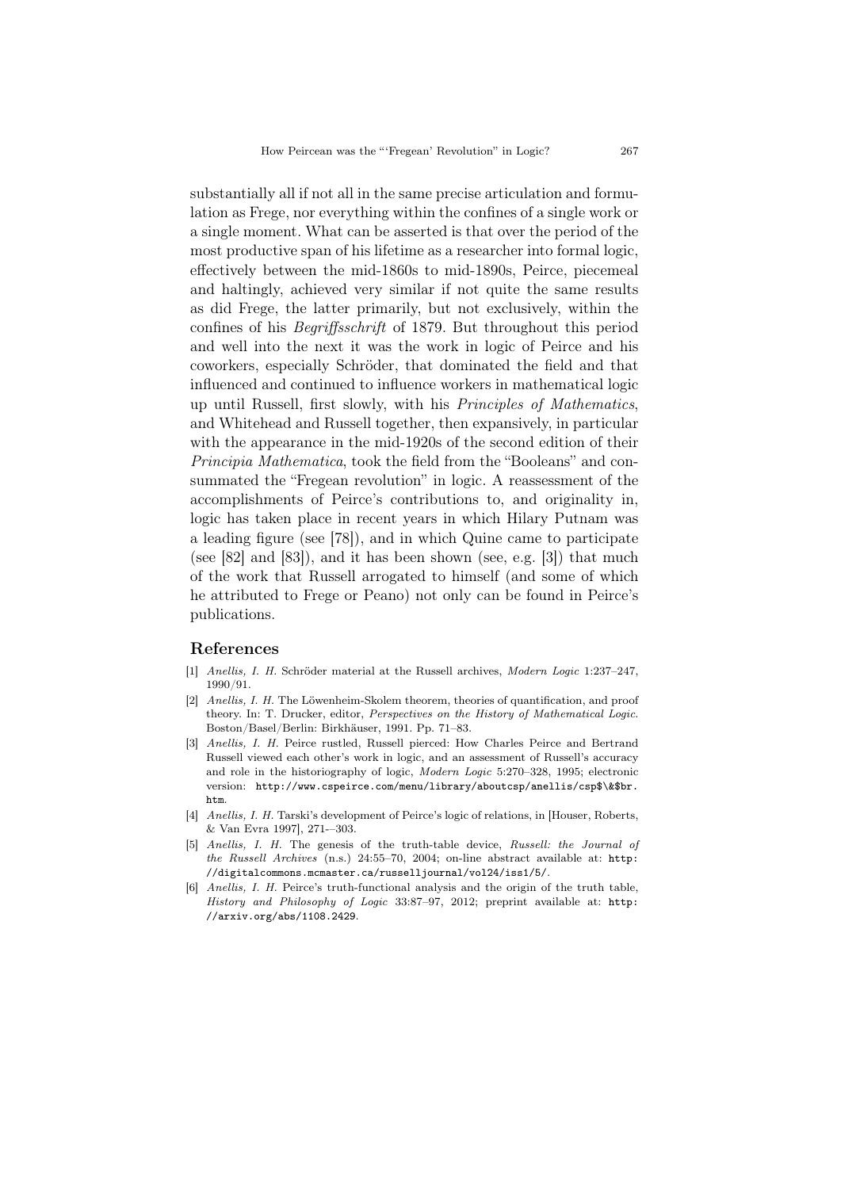substantially all if not all in the same precise articulation and formulation as Frege, nor everything within the confines of a single work or a single moment. What can be asserted is that over the period of the most productive span of his lifetime as a researcher into formal logic, effectively between the mid-1860s to mid-1890s, Peirce, piecemeal and haltingly, achieved very similar if not quite the same results as did Frege, the latter primarily, but not exclusively, within the confines of his *Begriffsschrift* of 1879. But throughout this period and well into the next it was the work in logic of Peirce and his coworkers, especially Schröder, that dominated the field and that influenced and continued to influence workers in mathematical logic up until Russell, first slowly, with his *Principles of Mathematics*, and Whitehead and Russell together, then expansively, in particular with the appearance in the mid-1920s of the second edition of their *Principia Mathematica*, took the field from the "Booleans" and consummated the "Fregean revolution" in logic. A reassessment of the accomplishments of Peirce's contributions to, and originality in, logic has taken place in recent years in which Hilary Putnam was a leading figure (see [78]), and in which Quine came to participate (see [82] and [83]), and it has been shown (see, e.g. [3]) that much of the work that Russell arrogated to himself (and some of which he attributed to Frege or Peano) not only can be found in Peirce's publications.

## References

[1] *Anellis, I. H.* Schröder material at the Russell archives, *Modern Logic* 1:237–247, 1990/91.

[2] *Anellis, I. H.* The Löwenheim-Skolem theorem, theories of quantification, and proof theory. In: T. Drucker, editor, *Perspectives on the History of Mathematical Logic*. Boston/Basel/Berlin: Birkhäuser, 1991. Pp. 71–83.

[3] *Anellis, I. H.* Peirce rustled, Russell pierced: How Charles Peirce and Bertrand Russell viewed each other's work in logic, and an assessment of Russell's accuracy and role in the historiography of logic, *Modern Logic* 5:270–328, 1995; electronic version: `http://www.cspeirce.com/menu/library/aboutcsp/anellis/csp$\&$br.htm`.

[4] *Anellis, I. H.* Tarski's development of Peirce's logic of relations, in [Houser, Roberts, & Van Evra 1997], 271-–303.

[5] *Anellis, I. H.* The genesis of the truth-table device, *Russell: the Journal of the Russell Archives* (n.s.) 24:55–70, 2004; on-line abstract available at: `http://digitalcommons.mcmaster.ca/russelljournal/vol24/iss1/5/`.

[6] *Anellis, I. H.* Peirce's truth-functional analysis and the origin of the truth table, *History and Philosophy of Logic* 33:87–97, 2012; preprint available at: `http://arxiv.org/abs/1108.2429`.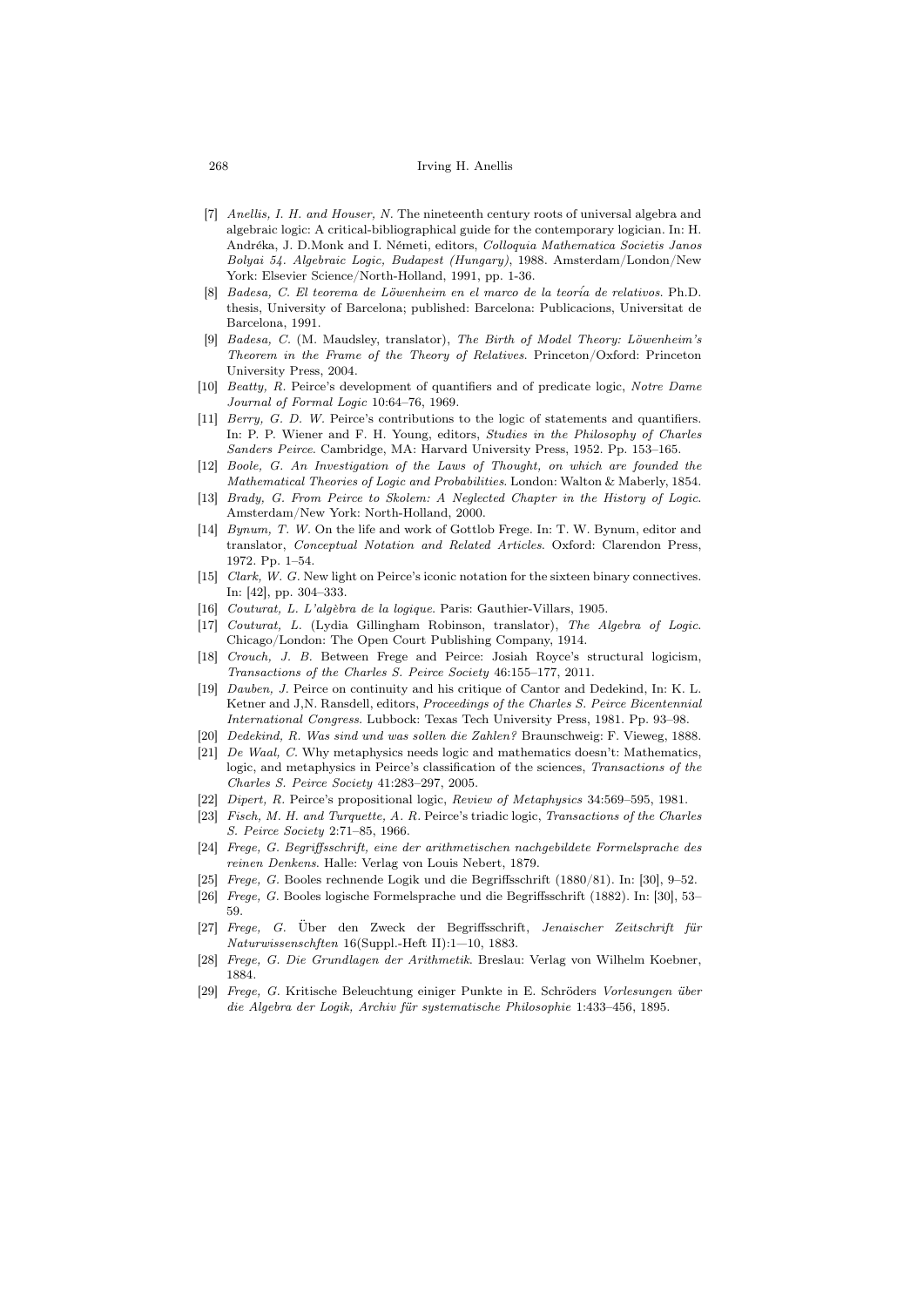[7] *Anellis, I. H. and Houser, N.* The nineteenth century roots of universal algebra and algebraic logic: A critical-bibliographical guide for the contemporary logician. In: H. Andréka, J. D.Monk and I. Németi, editors, *Colloquia Mathematica Societis Janos Bolyai 54. Algebraic Logic, Budapest (Hungary)*, 1988. Amsterdam/London/New York: Elsevier Science/North-Holland, 1991, pp. 1-36.

[8] *Badesa, C. El teorema de Löwenheim en el marco de la teoría de relativos*. Ph.D. thesis, University of Barcelona; published: Barcelona: Publicacions, Universitat de Barcelona, 1991.

[9] *Badesa, C.* (M. Maudsley, translator), *The Birth of Model Theory: Löwenheim's Theorem in the Frame of the Theory of Relatives*. Princeton/Oxford: Princeton University Press, 2004.

[10] *Beatty, R.* Peirce's development of quantifiers and of predicate logic, *Notre Dame Journal of Formal Logic* 10:64–76, 1969.

[11] *Berry, G. D. W.* Peirce's contributions to the logic of statements and quantifiers. In: P. P. Wiener and F. H. Young, editors, *Studies in the Philosophy of Charles Sanders Peirce*. Cambridge, MA: Harvard University Press, 1952. Pp. 153–165.

[12] *Boole, G. An Investigation of the Laws of Thought, on which are founded the Mathematical Theories of Logic and Probabilities*. London: Walton & Maberly, 1854.

[13] *Brady, G. From Peirce to Skolem: A Neglected Chapter in the History of Logic*. Amsterdam/New York: North-Holland, 2000.

[14] *Bynum, T. W.* On the life and work of Gottlob Frege. In: T. W. Bynum, editor and translator, *Conceptual Notation and Related Articles*. Oxford: Clarendon Press, 1972. Pp. 1–54.

[15] *Clark, W. G.* New light on Peirce's iconic notation for the sixteen binary connectives. In: [42], pp. 304–333.

[16] *Couturat, L. L'algèbra de la logique*. Paris: Gauthier-Villars, 1905.

[17] *Couturat, L.* (Lydia Gillingham Robinson, translator), *The Algebra of Logic*. Chicago/London: The Open Court Publishing Company, 1914.

[18] *Crouch, J. B.* Between Frege and Peirce: Josiah Royce's structural logicism, *Transactions of the Charles S. Peirce Society* 46:155–177, 2011.

[19] *Dauben, J.* Peirce on continuity and his critique of Cantor and Dedekind, In: K. L. Ketner and J,N. Ransdell, editors, *Proceedings of the Charles S. Peirce Bicentennial International Congress*. Lubbock: Texas Tech University Press, 1981. Pp. 93–98.

[20] *Dedekind, R. Was sind und was sollen die Zahlen?* Braunschweig: F. Vieweg, 1888.

[21] *De Waal, C.* Why metaphysics needs logic and mathematics doesn't: Mathematics, logic, and metaphysics in Peirce's classification of the sciences, *Transactions of the Charles S. Peirce Society* 41:283–297, 2005.

[22] *Dipert, R.* Peirce's propositional logic, *Review of Metaphysics* 34:569–595, 1981.

[23] *Fisch, M. H. and Turquette, A. R.* Peirce's triadic logic, *Transactions of the Charles S. Peirce Society* 2:71–85, 1966.

[24] *Frege, G. Begriffsschrift, eine der arithmetischen nachgebildete Formelsprache des reinen Denkens*. Halle: Verlag von Louis Nebert, 1879.

[25] *Frege, G.* Booles rechnende Logik und die Begriffsschrift (1880/81). In: [30], 9–52.

[26] *Frege, G.* Booles logische Formelsprache und die Begriffsschrift (1882). In: [30], 53–59.

[27] *Frege, G.* Über den Zweck der Begriffsschrift, *Jenaischer Zeitschrift für Naturwissenschften* 16(Suppl.-Heft II):1—10, 1883.

[28] *Frege, G. Die Grundlagen der Arithmetik*. Breslau: Verlag von Wilhelm Koebner, 1884.

[29] *Frege, G.* Kritische Beleuchtung einiger Punkte in E. Schröders *Vorlesungen über die Algebra der Logik, Archiv für systematische Philosophie* 1:433–456, 1895.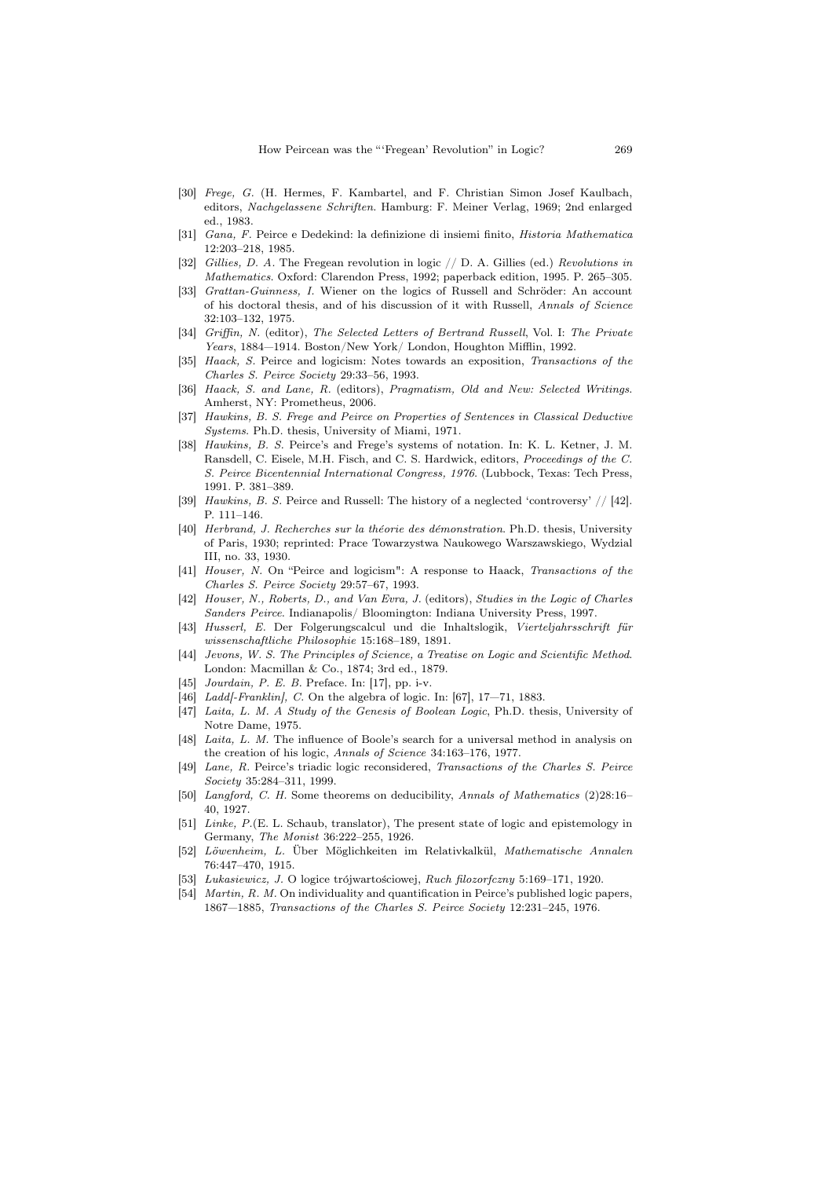[30] *Frege, G.* (H. Hermes, F. Kambartel, and F. Christian Simon Josef Kaulbach, editors, *Nachgelassene Schriften*. Hamburg: F. Meiner Verlag, 1969; 2nd enlarged ed., 1983.

[31] *Gana, F.* Peirce e Dedekind: la definizione di insiemi finito, *Historia Mathematica* 12:203–218, 1985.

[32] *Gillies, D. A.* The Fregean revolution in logic // D. A. Gillies (ed.) *Revolutions in Mathematics*. Oxford: Clarendon Press, 1992; paperback edition, 1995. P. 265–305.

[33] *Grattan-Guinness, I.* Wiener on the logics of Russell and Schröder: An account of his doctoral thesis, and of his discussion of it with Russell, *Annals of Science* 32:103–132, 1975.

[34] *Griffin, N.* (editor), *The Selected Letters of Bertrand Russell*, Vol. I: *The Private Years*, 1884—1914. Boston/New York/ London, Houghton Mifflin, 1992.

[35] *Haack, S.* Peirce and logicism: Notes towards an exposition, *Transactions of the Charles S. Peirce Society* 29:33–56, 1993.

[36] *Haack, S. and Lane, R.* (editors), *Pragmatism, Old and New: Selected Writings*. Amherst, NY: Prometheus, 2006.

[37] *Hawkins, B. S. Frege and Peirce on Properties of Sentences in Classical Deductive Systems*. Ph.D. thesis, University of Miami, 1971.

[38] *Hawkins, B. S.* Peirce's and Frege's systems of notation. In: K. L. Ketner, J. M. Ransdell, C. Eisele, M.H. Fisch, and C. S. Hardwick, editors, *Proceedings of the C. S. Peirce Bicentennial International Congress, 1976*. (Lubbock, Texas: Tech Press, 1991. P. 381–389.

[39] *Hawkins, B. S.* Peirce and Russell: The history of a neglected 'controversy' // [42]. P. 111–146.

[40] *Herbrand, J. Recherches sur la théorie des démonstration*. Ph.D. thesis, University of Paris, 1930; reprinted: Prace Towarzystwa Naukowego Warszawskiego, Wydzial III, no. 33, 1930.

[41] *Houser, N.* On "Peirce and logicism": A response to Haack, *Transactions of the Charles S. Peirce Society* 29:57–67, 1993.

[42] *Houser, N., Roberts, D., and Van Evra, J.* (editors), *Studies in the Logic of Charles Sanders Peirce*. Indianapolis/ Bloomington: Indiana University Press, 1997.

[43] *Husserl, E.* Der Folgerungscalcul und die Inhaltslogik, *Vierteljahrsschrift für wissenschaftliche Philosophie* 15:168–189, 1891.

[44] *Jevons, W. S. The Principles of Science, a Treatise on Logic and Scientific Method*. London: Macmillan & Co., 1874; 3rd ed., 1879.

[45] *Jourdain, P. E. B.* Preface. In: [17], pp. i-v.

[46] *Ladd[-Franklin], C.* On the algebra of logic. In: [67], 17—71, 1883.

[47] *Laita, L. M. A Study of the Genesis of Boolean Logic*, Ph.D. thesis, University of Notre Dame, 1975.

[48] *Laita, L. M.* The influence of Boole's search for a universal method in analysis on the creation of his logic, *Annals of Science* 34:163–176, 1977.

[49] *Lane, R.* Peirce's triadic logic reconsidered, *Transactions of the Charles S. Peirce Society* 35:284–311, 1999.

[50] *Langford, C. H.* Some theorems on deducibility, *Annals of Mathematics* (2)28:16–40, 1927.

[51] *Linke, P.*(E. L. Schaub, translator), The present state of logic and epistemology in Germany, *The Monist* 36:222–255, 1926.

[52] *Löwenheim, L.* Über Möglichkeiten im Relativkalkül, *Mathematische Annalen* 76:447–470, 1915.

[53] *Lukasiewicz, J.* O logice trójwartościowej, *Ruch filozorfczny* 5:169–171, 1920.

[54] *Martin, R. M.* On individuality and quantification in Peirce's published logic papers, 1867—1885, *Transactions of the Charles S. Peirce Society* 12:231–245, 1976.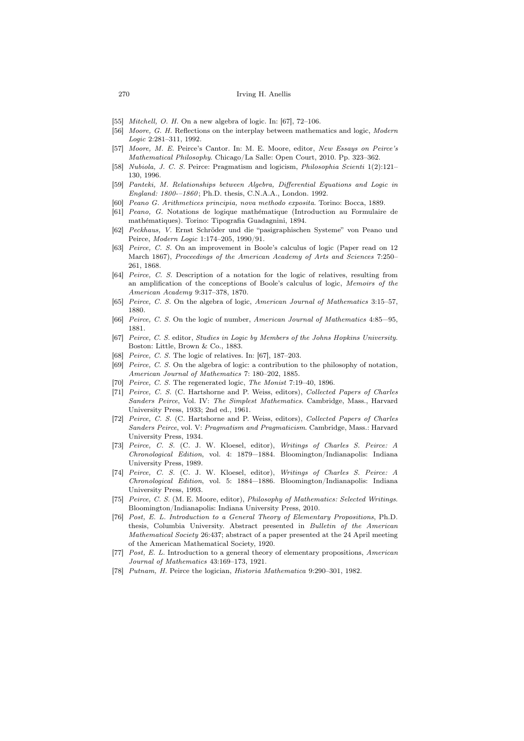[55] *Mitchell, O. H.* On a new algebra of logic. In: [67], 72–106.

[56] *Moore, G. H.* Reflections on the interplay between mathematics and logic, *Modern Logic* 2:281–311, 1992.

[57] *Moore, M. E.* Peirce's Cantor. In: M. E. Moore, editor, *New Essays on Peirce's Mathematical Philosophy*. Chicago/La Salle: Open Court, 2010. Pp. 323–362.

[58] *Nubiola, J. C. S.* Peirce: Pragmatism and logicism, *Philosophia Scienti* 1(2):121–130, 1996.

[59] *Panteki, M. Relationships between Algebra, Differential Equations and Logic in England: 1800-–1860*; Ph.D. thesis, C.N.A.A., London. 1992.

[60] *Peano G. Arithmetices principia, nova methodo exposita*. Torino: Bocca, 1889.

[61] *Peano, G.* Notations de logique mathématique (Introduction au Formulaire de mathématiques). Torino: Tipografia Guadagnini, 1894.

[62] *Peckhaus, V.* Ernst Schröder und die "pasigraphischen Systeme" von Peano und Peirce, *Modern Logic* 1:174–205, 1990/91.

[63] *Peirce, C. S.* On an improvement in Boole's calculus of logic (Paper read on 12 March 1867), *Proceedings of the American Academy of Arts and Sciences* 7:250–261, 1868.

[64] *Peirce, C. S.* Description of a notation for the logic of relatives, resulting from an amplification of the conceptions of Boole's calculus of logic, *Memoirs of the American Academy* 9:317–378, 1870.

[65] *Peirce, C. S.* On the algebra of logic, *American Journal of Mathematics* 3:15–57, 1880.

[66] *Peirce, C. S.* On the logic of number, *American Journal of Mathematics* 4:85—95, 1881.

[67] *Peirce, C. S.* editor, *Studies in Logic by Members of the Johns Hopkins University*. Boston: Little, Brown & Co., 1883.

[68] *Peirce, C. S.* The logic of relatives. In: [67], 187–203.

[69] *Peirce, C. S.* On the algebra of logic: a contribution to the philosophy of notation, *American Journal of Mathematics* 7: 180–202, 1885.

[70] *Peirce, C. S.* The regenerated logic, *The Monist* 7:19–40, 1896.

[71] *Peirce, C. S.* (C. Hartshorne and P. Weiss, editors), *Collected Papers of Charles Sanders Peirce*, Vol. IV: *The Simplest Mathematics*. Cambridge, Mass., Harvard University Press, 1933; 2nd ed., 1961.

[72] *Peirce, C. S.* (C. Hartshorne and P. Weiss, editors), *Collected Papers of Charles Sanders Peirce*, vol. V: *Pragmatism and Pragmaticism*. Cambridge, Mass.: Harvard University Press, 1934.

[73] *Peirce, C. S.* (C. J. W. Kloesel, editor), *Writings of Charles S. Peirce: A Chronological Edition*, vol. 4: 1879—1884. Bloomington/Indianapolis: Indiana University Press, 1989.

[74] *Peirce, C. S.* (C. J. W. Kloesel, editor), *Writings of Charles S. Peirce: A Chronological Edition*, vol. 5: 1884—1886. Bloomington/Indianapolis: Indiana University Press, 1993.

[75] *Peirce, C. S.* (M. E. Moore, editor), *Philosophy of Mathematics: Selected Writings*. Bloomington/Indianapolis: Indiana University Press, 2010.

[76] *Post, E. L. Introduction to a General Theory of Elementary Propositions*, Ph.D. thesis, Columbia University. Abstract presented in *Bulletin of the American Mathematical Society* 26:437; abstract of a paper presented at the 24 April meeting of the American Mathematical Society, 1920.

[77] *Post, E. L.* Introduction to a general theory of elementary propositions, *American Journal of Mathematics* 43:169–173, 1921.

[78] *Putnam, H.* Peirce the logician, *Historia Mathematica* 9:290–301, 1982.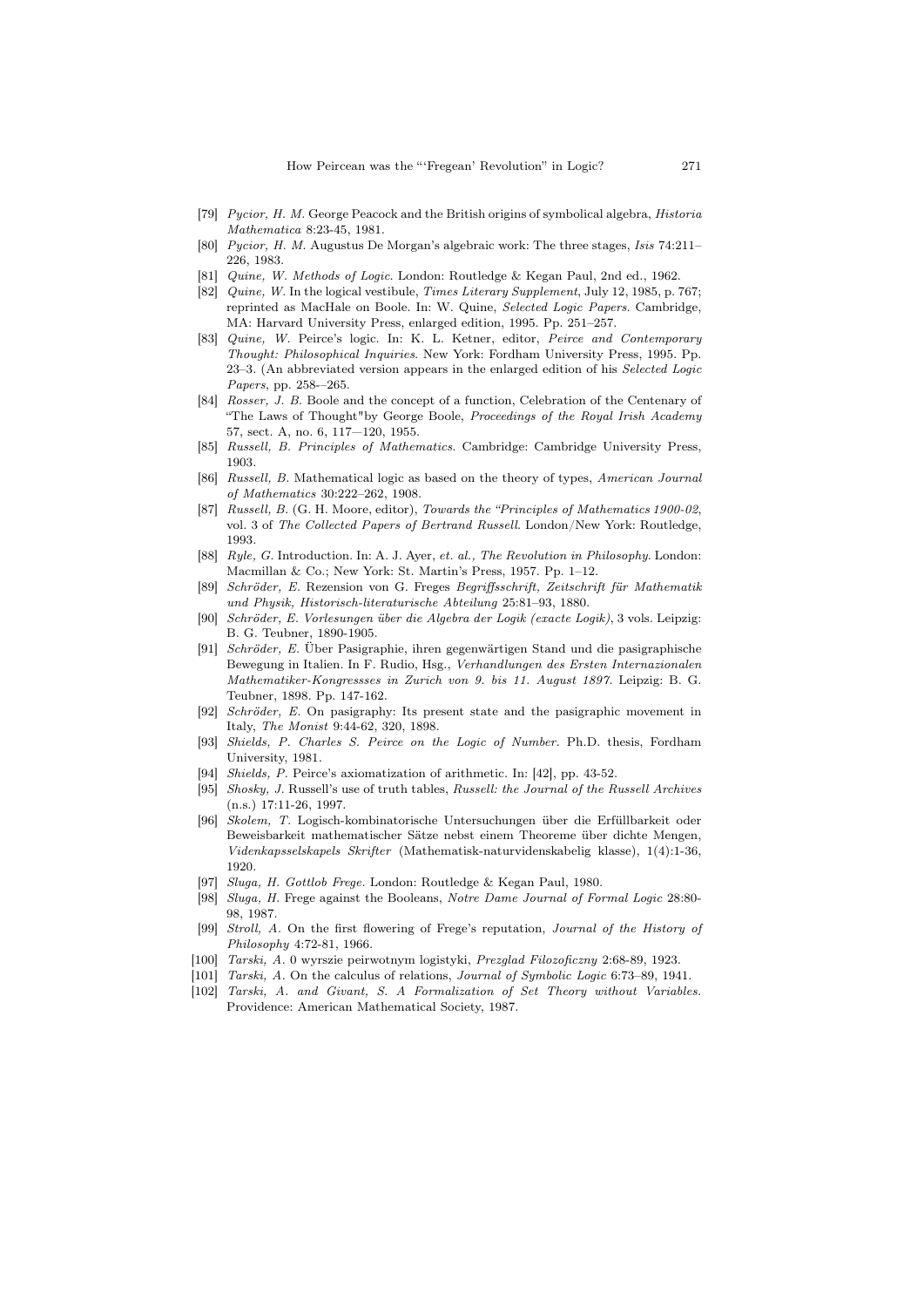[79] *Pycior, H. M.* George Peacock and the British origins of symbolical algebra, *Historia Mathematica* 8:23-45, 1981.

[80] *Pycior, H. M.* Augustus De Morgan's algebraic work: The three stages, *Isis* 74:211–226, 1983.

[81] *Quine, W. Methods of Logic*. London: Routledge & Kegan Paul, 2nd ed., 1962.

[82] *Quine, W.* In the logical vestibule, *Times Literary Supplement*, July 12, 1985, p. 767; reprinted as MacHale on Boole. In: W. Quine, *Selected Logic Papers*. Cambridge, MA: Harvard University Press, enlarged edition, 1995. Pp. 251–257.

[83] *Quine, W.* Peirce's logic. In: K. L. Ketner, editor, *Peirce and Contemporary Thought: Philosophical Inquiries*. New York: Fordham University Press, 1995. Pp. 23–3. (An abbreviated version appears in the enlarged edition of his *Selected Logic Papers*, pp. 258-–265.

[84] *Rosser, J. B.* Boole and the concept of a function, Celebration of the Centenary of "The Laws of Thought"by George Boole, *Proceedings of the Royal Irish Academy* 57, sect. A, no. 6, 117—120, 1955.

[85] *Russell, B. Principles of Mathematics*. Cambridge: Cambridge University Press, 1903.

[86] *Russell, B.* Mathematical logic as based on the theory of types, *American Journal of Mathematics* 30:222–262, 1908.

[87] *Russell, B.* (G. H. Moore, editor), *Towards the "Principles of Mathematics 1900-02*, vol. 3 of *The Collected Papers of Bertrand Russell*. London/New York: Routledge, 1993.

[88] *Ryle, G.* Introduction. In: A. J. Ayer, *et. al., The Revolution in Philosophy*. London: Macmillan & Co.; New York: St. Martin's Press, 1957. Pp. 1–12.

[89] *Schröder, E.* Rezension von G. Freges *Begriffsschrift, Zeitschrift für Mathematik und Physik, Historisch-literaturische Abteilung* 25:81–93, 1880.

[90] *Schröder, E. Vorlesungen über die Algebra der Logik (exacte Logik)*, 3 vols. Leipzig: B. G. Teubner, 1890-1905.

[91] *Schröder, E.* Über Pasigraphie, ihren gegenwärtigen Stand und die pasigraphische Bewegung in Italien. In F. Rudio, Hsg., *Verhandlungen des Ersten Internazionalen Mathematiker-Kongressses in Zurich von 9. bis 11. August 1897*. Leipzig: B. G. Teubner, 1898. Pp. 147-162.

[92] *Schröder, E.* On pasigraphy: Its present state and the pasigraphic movement in Italy, *The Monist* 9:44-62, 320, 1898.

[93] *Shields, P. Charles S. Peirce on the Logic of Number*. Ph.D. thesis, Fordham University, 1981.

[94] *Shields, P.* Peirce's axiomatization of arithmetic. In: [42], pp. 43-52.

[95] *Shosky, J.* Russell's use of truth tables, *Russell: the Journal of the Russell Archives* (n.s.) 17:11-26, 1997.

[96] *Skolem, T.* Logisch-kombinatorische Untersuchungen über die Erfüllbarkeit oder Beweisbarkeit mathematischer Sätze nebst einem Theoreme über dichte Mengen, *Videnkapsselskapels Skrifter* (Mathematisk-naturvidenskabelig klasse), 1(4):1-36, 1920.

[97] *Sluga, H. Gottlob Frege*. London: Routledge & Kegan Paul, 1980.

[98] *Sluga, H.* Frege against the Booleans, *Notre Dame Journal of Formal Logic* 28:80-98, 1987.

[99] *Stroll, A.* On the first flowering of Frege's reputation, *Journal of the History of Philosophy* 4:72-81, 1966.

[100] *Tarski, A.* 0 wyrszie peirwotnym logistyki, *Prezglad Filozoficzny* 2:68-89, 1923.

[101] *Tarski, A.* On the calculus of relations, *Journal of Symbolic Logic* 6:73–89, 1941.

[102] *Tarski, A. and Givant, S. A Formalization of Set Theory without Variables*. Providence: American Mathematical Society, 1987.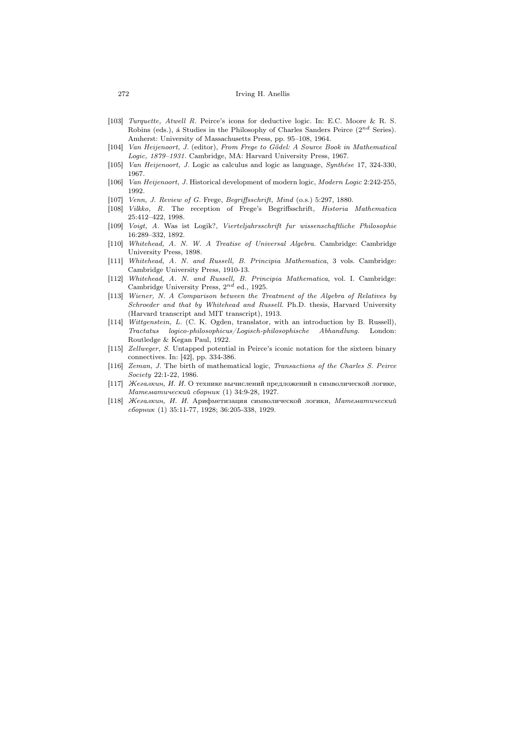[103] *Turquette, Atwell R.* Peirce's icons for deductive logic. In: E.C. Moore & R. S. Robins (eds.), á Studies in the Philosophy of Charles Sanders Peirce ($2^{nd}$ Series). Amherst: University of Massachusetts Press, pp. 95–108, 1964.

[104] *Van Heijenoort, J.* (editor), *From Frege to Gödel: A Source Book in Mathematical Logic, 1879–1931.* Cambridge, MA: Harvard University Press, 1967.

[105] *Van Heijenoort, J.* Logic as calculus and logic as language, *Synthése* 17, 324-330, 1967.

[106] *Van Heijenoort, J.* Historical development of modern logic, *Modern Logic* 2:242-255, 1992.

[107] *Venn, J. Review of G.* Frege, *Begriffsschrift, Mind* (o.s.) 5:297, 1880.

[108] *Vilkko, R.* The reception of Frege's Begriffsschrift, *Historia Mathematica* 25:412–422, 1998.

[109] *Voigt, A.* Was ist Logik?, *Vierteljahrsschrift fur wissenschaftliche Philosophie* 16:289–332, 1892.

[110] *Whitehead, A. N. W. A Treatise of Universal Algebra.* Cambridge: Cambridge University Press, 1898.

[111] *Whitehead, A. N. and Russell, B. Principia Mathematica*, 3 vols. Cambridge: Cambridge University Press, 1910-13.

[112] *Whitehead, A. N. and Russell, B. Principia Mathematica*, vol. I. Cambridge: Cambridge University Press, $2^{nd}$ ed., 1925.

[113] *Wiener, N. A Comparison between the Treatment of the Algebra of Relatives by Schroeder and that by Whitehead and Russell.* Ph.D. thesis, Harvard University (Harvard transcript and MIT transcript), 1913.

[114] *Wittgenstein, L.* (C. K. Ogden, translator, with an introduction by B. Russell), *Tractatus logico-philosophicus/Logisch-philosophische Abhandlung.* London: Routledge & Kegan Paul, 1922.

[115] *Zellweger, S.* Untapped potential in Peirce's iconic notation for the sixteen binary connectives. In: [42], pp. 334-386.

[116] *Zeman, J.* The birth of mathematical logic, *Transactions of the Charles S. Peirce Society* 22:1-22, 1986.

[117] *Жегалкин, И. И.* О технике вычислений предложений в символической логике, *Математический сборник* (1) 34:9-28, 1927.

[118] *Жегалкин, И. И.* Арифметизация символической логики, *Математический сборник* (1) 35:11-77, 1928; 36:205-338, 1929.